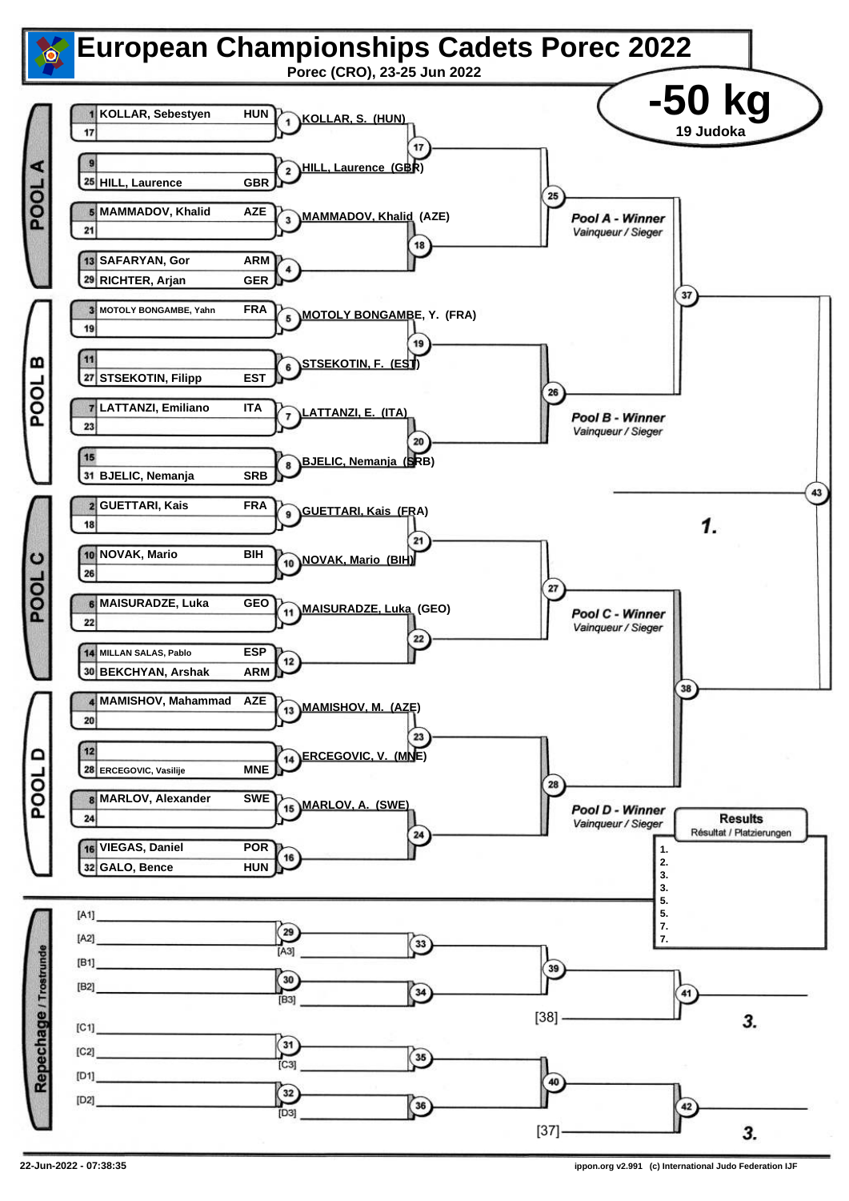# European Championships Cadets Porec 2022

**Porec (CRO), 23-25 Jun 2022**

## -50 kg

**19 Judoka**

### POOL A

| Seed | Name | Country |
|---|---|---|
| 1 | KOLLAR, Sebestyen | HUN |
| 17 | | |
| 9 | | |
| 25 | HILL, Laurence | GBR |
| 5 | MAMMADOV, Khalid | AZE |
| 21 | | |
| 13 | SAFARYAN, Gor | ARM |
| 29 | RICHTER, Arjan | GER |

- 1: KOLLAR, S. (HUN)
- 2: HILL, Laurence (GBR)
- 3: MAMMADOV, Khalid (AZE)
- 4
- 17, 18, 25

*Pool A - Winner* / Vainqueur / Sieger

### POOL B

| Seed | Name | Country |
|---|---|---|
| 3 | MOTOLY BONGAMBE, Yahn | FRA |
| 19 | | |
| 11 | | |
| 27 | STSEKOTIN, Filipp | EST |
| 7 | LATTANZI, Emiliano | ITA |
| 23 | | |
| 15 | | |
| 31 | BJELIC, Nemanja | SRB |

- 5: MOTOLY BONGAMBE, Y. (FRA)
- 6: STSEKOTIN, F. (EST)
- 7: LATTANZI, E. (ITA)
- 8: BJELIC, Nemanja (SRB)
- 19, 20, 26

*Pool B - Winner* / Vainqueur / Sieger

37, 43 — **1.**

### POOL C

| Seed | Name | Country |
|---|---|---|
| 2 | GUETTARI, Kais | FRA |
| 18 | | |
| 10 | NOVAK, Mario | BIH |
| 26 | | |
| 6 | MAISURADZE, Luka | GEO |
| 22 | | |
| 14 | MILLAN SALAS, Pablo | ESP |
| 30 | BEKCHYAN, Arshak | ARM |

- 9: GUETTARI, Kais (FRA)
- 10: NOVAK, Mario (BIH)
- 11: MAISURADZE, Luka (GEO)
- 12
- 21, 22, 27

*Pool C - Winner* / Vainqueur / Sieger

38

### POOL D

| Seed | Name | Country |
|---|---|---|
| 4 | MAMISHOV, Mahammad | AZE |
| 20 | | |
| 12 | | |
| 28 | ERCEGOVIC, Vasilije | MNE |
| 8 | MARLOV, Alexander | SWE |
| 24 | | |
| 16 | VIEGAS, Daniel | POR |
| 32 | GALO, Bence | HUN |

- 13: MAMISHOV, M. (AZE)
- 14: ERCEGOVIC, V. (MNE)
- 15: MARLOV, A. (SWE)
- 16
- 23, 24, 28

*Pool D - Winner* / Vainqueur / Sieger

### Results
Résultat / Platzierungen

1.
2.
3.
3.
5.
5.
7.
7.

### Repechage / Trostrunde

- [A1], [A2] → 29 → vs [A3] → 33
- [B1], [B2] → 30 → vs [B3] → 34
- 33, 34 → 39 → vs [38] → 41 → **3.**
- [C1], [C2] → 31 → vs [C3] → 35
- [D1], [D2] → 32 → vs [D3] → 36
- 35, 36 → 40 → vs [37] → 42 → **3.**

22-Jun-2022 - 07:38:35 — ippon.org v2.991 (c) International Judo Federation IJF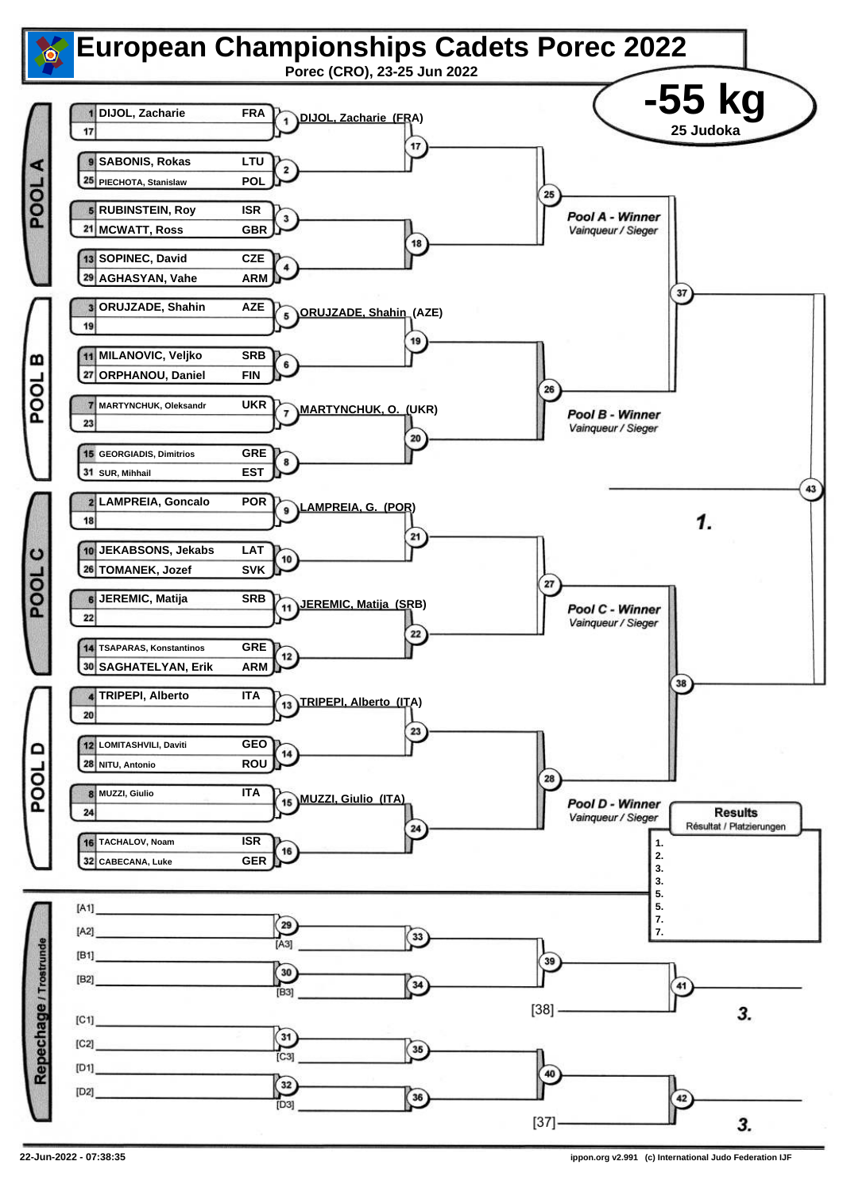# European Championships Cadets Porec 2022

**Porec (CRO), 23-25 Jun 2022**

## -55 kg

**25 Judoka**

### POOL A

| Seed | Name | Country |
|---|---|---|
| 1 | DIJOL, Zacharie | FRA |
| 17 | | |
| 9 | SABONIS, Rokas | LTU |
| 25 | PIECHOTA, Stanislaw | POL |
| 5 | RUBINSTEIN, Roy | ISR |
| 21 | MCWATT, Ross | GBR |
| 13 | SOPINEC, David | CZE |
| 29 | AGHASYAN, Vahe | ARM |

- Contest 1: DIJOL, Zacharie (FRA)
- Contests 2, 3, 4, 17, 18, 25
- Pool A - Winner / *Vainqueur / Sieger*

### POOL B

| Seed | Name | Country |
|---|---|---|
| 3 | ORUJZADE, Shahin | AZE |
| 19 | | |
| 11 | MILANOVIC, Veljko | SRB |
| 27 | ORPHANOU, Daniel | FIN |
| 7 | MARTYNCHUK, Oleksandr | UKR |
| 23 | | |
| 15 | GEORGIADIS, Dimitrios | GRE |
| 31 | SUR, Mihhail | EST |

- Contest 5: ORUJZADE, Shahin (AZE)
- Contest 7: MARTYNCHUK, O. (UKR)
- Contests 6, 8, 19, 20, 26
- Pool B - Winner / *Vainqueur / Sieger*

### POOL C

| Seed | Name | Country |
|---|---|---|
| 2 | LAMPREIA, Goncalo | POR |
| 18 | | |
| 10 | JEKABSONS, Jekabs | LAT |
| 26 | TOMANEK, Jozef | SVK |
| 6 | JEREMIC, Matija | SRB |
| 22 | | |
| 14 | TSAPARAS, Konstantinos | GRE |
| 30 | SAGHATELYAN, Erik | ARM |

- Contest 9: LAMPREIA, G. (POR)
- Contest 11: JEREMIC, Matija (SRB)
- Contests 10, 12, 21, 22, 27
- Pool C - Winner / *Vainqueur / Sieger*

### POOL D

| Seed | Name | Country |
|---|---|---|
| 4 | TRIPEPI, Alberto | ITA |
| 20 | | |
| 12 | LOMITASHVILI, Daviti | GEO |
| 28 | NITU, Antonio | ROU |
| 8 | MUZZI, Giulio | ITA |
| 24 | | |
| 16 | TACHALOV, Noam | ISR |
| 32 | CABECANA, Luke | GER |

- Contest 13: TRIPEPI, Alberto (ITA)
- Contest 15: MUZZI, Giulio (ITA)
- Contests 14, 16, 23, 24, 28
- Pool D - Winner / *Vainqueur / Sieger*

### Semi-finals and Final

- Contest 37: Pool A Winner vs Pool B Winner
- Contest 38: Pool C Winner vs Pool D Winner
- Contest 43: Final — **1.**

### Results / *Résultat / Platzierungen*

1.
2.
3.
3.
5.
5.
7.
7.

### Repechage / *Trostrunde*

- Contest 29: [A1] vs [A2] → Contest 33 vs [A3]
- Contest 30: [B1] vs [B2] → Contest 34 vs [B3]
- Contest 39: winners of 33 and 34 → Contest 41 vs [38] → **3.**
- Contest 31: [C1] vs [C2] → Contest 35 vs [C3]
- Contest 32: [D1] vs [D2] → Contest 36 vs [D3]
- Contest 40: winners of 35 and 36 → Contest 42 vs [37] → **3.**

22-Jun-2022 - 07:38:35

ippon.org v2.991 (c) International Judo Federation IJF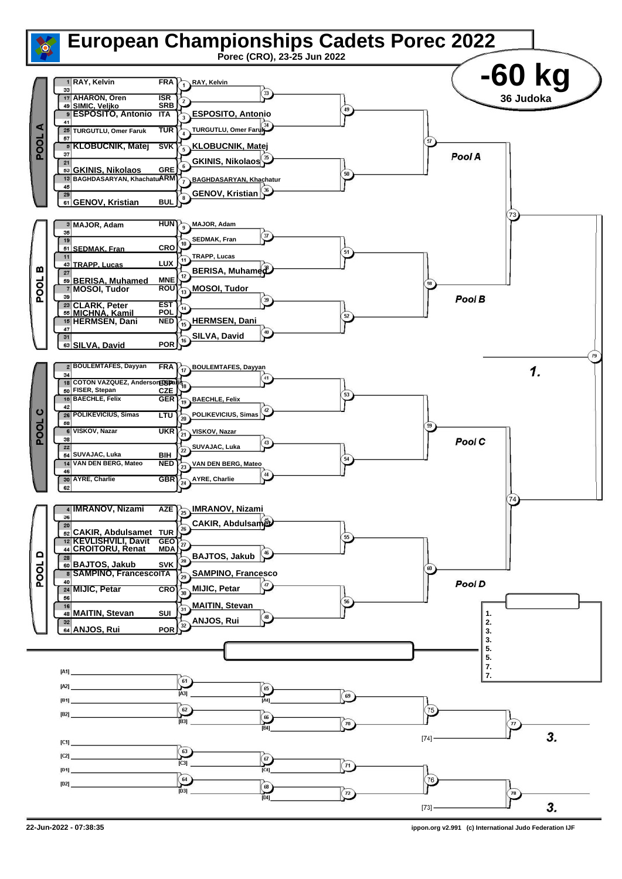# European Championships Cadets Porec 2022

**Porec (CRO), 23-25 Jun 2022**

## -60 kg

**36 Judoka**

### POOL A

| Seed | Athlete | Nation |
|---|---|---|
| 1 | RAY, Kelvin | FRA |
| 33 | | |
| 17 | AHARON, Oren | ISR |
| 49 | SIMIC, Veljko | SRB |
| 9 | ESPOSITO, Antonio | ITA |
| 41 | | |
| 25 | TURGUTLU, Omer Faruk | TUR |
| 57 | | |
| 5 | KLOBUCNIK, Matej | SVK |
| 37 | | |
| 21 | | |
| 53 | GKINIS, Nikolaos | GRE |
| 13 | BAGHDASARYAN, Khachatur | ARM |
| 45 | | |
| 29 | | |
| 61 | GENOV, Kristian | BUL |

Round 1 winners: (1) RAY, Kelvin; (2) —; (3) ESPOSITO, Antonio; (4) TURGUTLU, Omer Faruk; (5) KLOBUCNIK, Matej; (6) GKINIS, Nikolaos; (7) BAGHDASARYAN, Khachatur; (8) GENOV, Kristian

Pool A

### POOL B

| Seed | Athlete | Nation |
|---|---|---|
| 3 | MAJOR, Adam | HUN |
| 35 | | |
| 19 | | |
| 51 | SEDMAK, Fran | CRO |
| 11 | | |
| 43 | TRAPP, Lucas | LUX |
| 27 | | |
| 59 | BERISA, Muhamed | MNE |
| 7 | MOSOI, Tudor | ROU |
| 39 | | |
| 23 | CLARK, Peter | EST |
| 55 | MICHNA, Kamil | POL |
| 15 | HERMSEN, Dani | NED |
| 47 | | |
| 31 | | |
| 63 | SILVA, David | POR |

Round 1 winners: (9) MAJOR, Adam; (10) SEDMAK, Fran; (11) TRAPP, Lucas; (12) BERISA, Muhamed; (13) MOSOI, Tudor; (14) —; (15) HERMSEN, Dani; (16) SILVA, David

Pool B

### POOL C

| Seed | Athlete | Nation |
|---|---|---|
| 2 | BOULEMTAFES, Dayyan | FRA |
| 34 | | |
| 18 | COTON VAZQUEZ, Anderson Elias | ESP |
| 50 | FISER, Stepan | CZE |
| 10 | BAECHLE, Felix | GER |
| 42 | | |
| 26 | POLIKEVICIUS, Simas | LTU |
| 58 | | |
| 6 | VISKOV, Nazar | UKR |
| 38 | | |
| 22 | | |
| 54 | SUVAJAC, Luka | BIH |
| 14 | VAN DEN BERG, Mateo | NED |
| 46 | | |
| 30 | AYRE, Charlie | GBR |
| 62 | | |

Round 1 winners: (17) BOULEMTAFES, Dayyan; (18) —; (19) BAECHLE, Felix; (20) POLIKEVICIUS, Simas; (21) VISKOV, Nazar; (22) SUVAJAC, Luka; (23) VAN DEN BERG, Mateo; (24) AYRE, Charlie

Pool C

### POOL D

| Seed | Athlete | Nation |
|---|---|---|
| 4 | IMRANOV, Nizami | AZE |
| 36 | | |
| 20 | | |
| 52 | CAKIR, Abdulsamet | TUR |
| 12 | KEVLISHVILI, Davit | GEO |
| 44 | CROITORU, Renat | MDA |
| 28 | | |
| 60 | BAJTOS, Jakub | SVK |
| 8 | SAMPINO, Francesco | ITA |
| 40 | | |
| 24 | MIJIC, Petar | CRO |
| 56 | | |
| 16 | | |
| 48 | MAITIN, Stevan | SUI |
| 32 | | |
| 64 | ANJOS, Rui | POR |

Round 1 winners: (25) IMRANOV, Nizami; (26) CAKIR, Abdulsamet; (27) —; (28) BAJTOS, Jakub; (29) SAMPINO, Francesco; (30) MIJIC, Petar; (31) MAITIN, Stevan; (32) ANJOS, Rui

Pool D

**1.**

### Results

1.
2.
3.
3.
5.
5.
7.
7.

### Repechage

[A1]
[A2]
[B1]
[B2]
[C1]
[C2]
[D1]
[D2]

[A3] [A4] [B3] [B4] [C3] [C4] [D3] [D4]

[74] — **3.**

[73] — **3.**

22-Jun-2022 - 07:38:35

ippon.org v2.991 (c) International Judo Federation IJF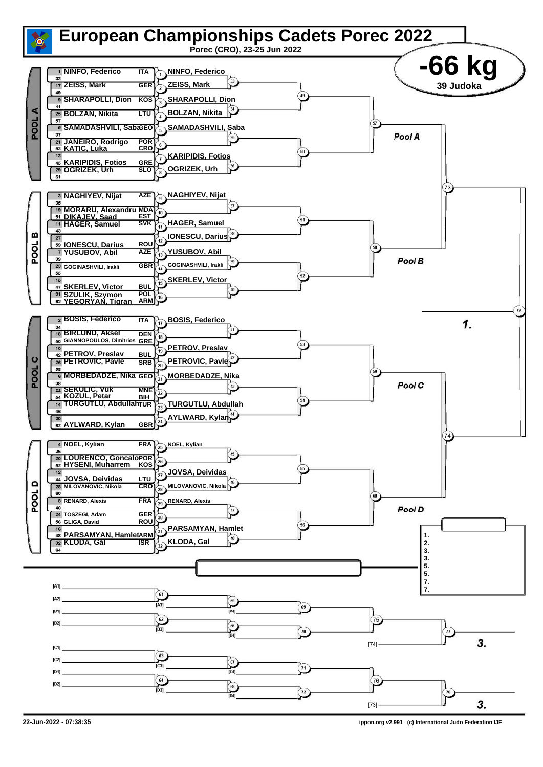# European Championships Cadets Porec 2022

Porec (CRO), 23-25 Jun 2022

## -66 kg

39 Judoka

### POOL A

| Seed | Name | Nation | Match | Winner |
|---|---|---|---|---|
| 1 | NINFO, Federico | ITA | 1 | NINFO, Federico |
| 33 | | | | |
| 17 | ZEISS, Mark | GER | 2 | ZEISS, Mark |
| 49 | | | | |
| 9 | SHARAPOLLI, Dion | KOS | 3 | SHARAPOLLI, Dion |
| 41 | | | | |
| 25 | BOLZAN, Nikita | LTU | 4 | BOLZAN, Nikita |
| 57 | | | | |
| 5 | SAMADASHVILI, Saba | GEO | 5 | SAMADASHVILI, Saba |
| 37 | | | | |
| 21 | JANEIRO, Rodrigo | POR | 6 | |
| 53 | KATIC, Luka | CRO | | |
| 13 | | | 7 | KARIPIDIS, Fotios |
| 45 | KARIPIDIS, Fotios | GRE | | |
| 29 | OGRIZEK, Urh | SLO | 8 | OGRIZEK, Urh |
| 61 | | | | |

Matches 33, 34, 35, 36, 49, 50, 57 — Pool A

### POOL B

| Seed | Name | Nation | Match | Winner |
|---|---|---|---|---|
| 3 | NAGHIYEV, Nijat | AZE | 9 | NAGHIYEV, Nijat |
| 35 | | | | |
| 19 | MORARU, Alexandru | MDA | 10 | |
| 51 | DIKAJEV, Saad | EST | | |
| 11 | HAGER, Samuel | SVK | 11 | HAGER, Samuel |
| 43 | | | | |
| 27 | | | 12 | IONESCU, Darius |
| 59 | IONESCU, Darius | ROU | | |
| 7 | YUSUBOV, Abil | AZE | 13 | YUSUBOV, Abil |
| 39 | | | | |
| 23 | GOGINASHVILI, Irakli | GBR | 14 | GOGINASHVILI, Irakli |
| 55 | | | | |
| 15 | | | 15 | SKERLEV, Victor |
| 47 | SKERLEV, Victor | BUL | | |
| 31 | SZULIK, Szymon | POL | 16 | |
| 63 | YEGORYAN, Tigran | ARM | | |

Matches 37, 38, 39, 40, 51, 52, 58 — Pool B

### POOL C

| Seed | Name | Nation | Match | Winner |
|---|---|---|---|---|
| 2 | BOSIS, Federico | ITA | 17 | BOSIS, Federico |
| 34 | | | | |
| 18 | BIRLUND, Aksel | DEN | 18 | |
| 50 | GIANNOPOULOS, Dimitrios | GRE | | |
| 10 | | | 19 | PETROV, Preslav |
| 42 | PETROV, Preslav | BUL | | |
| 26 | PETROVIC, Pavle | SRB | 20 | PETROVIC, Pavle |
| 58 | | | | |
| 6 | MORBEDADZE, Nika | GEO | 21 | MORBEDADZE, Nika |
| 38 | | | | |
| 22 | SEKULIC, Vuk | MNE | 22 | |
| 54 | KOZUL, Petar | BIH | | |
| 14 | TURGUTLU, Abdullah | TUR | 23 | TURGUTLU, Abdullah |
| 46 | | | | |
| 30 | | | 24 | AYLWARD, Kylan |
| 62 | AYLWARD, Kylan | GBR | | |

Matches 41, 42, 43, 44, 53, 54, 59 — Pool C

### POOL D

| Seed | Name | Nation | Match | Winner |
|---|---|---|---|---|
| 4 | NOEL, Kylian | FRA | 25 | NOEL, Kylian |
| 36 | | | | |
| 20 | LOURENCO, Goncalo | POR | 26 | |
| 52 | HYSENI, Muharrem | KOS | | |
| 12 | | | 27 | JOVSA, Deividas |
| 44 | JOVSA, Deividas | LTU | | |
| 28 | MILOVANOVIC, Nikola | CRO | 28 | MILOVANOVIC, Nikola |
| 60 | | | | |
| 8 | RENARD, Alexis | FRA | 29 | RENARD, Alexis |
| 40 | | | | |
| 24 | TOSZEGI, Adam | GER | 30 | |
| 56 | GLIGA, David | ROU | | |
| 16 | | | 31 | PARSAMYAN, Hamlet |
| 48 | PARSAMYAN, Hamlet | ARM | | |
| 32 | KLODA, Gal | ISR | 32 | KLODA, Gal |
| 64 | | | | |

Matches 45, 46, 47, 48, 55, 56, 60 — Pool D

Semi-finals: 73 (Pool A / Pool B), 74 (Pool C / Pool D)

Final: 79 — 1.

### Results

1.
2.
3.
3.
5.
5.
7.
7.

### Repechage

[A1] / [A2] — 61 — [A3]; 65 — [A4]; 69
[B1] / [B2] — 62 — [B3]; 66 — [B4]; 70
69 / 70 — 75; [74] — 77 — 3.

[C1] / [C2] — 63 — [C3]; 67 — [C4]; 71
[D1] / [D2] — 64 — [D3]; 68 — [D4]; 72
71 / 72 — 76; [73] — 78 — 3.

22-Jun-2022 - 07:38:35

ippon.org v2.991 (c) International Judo Federation IJF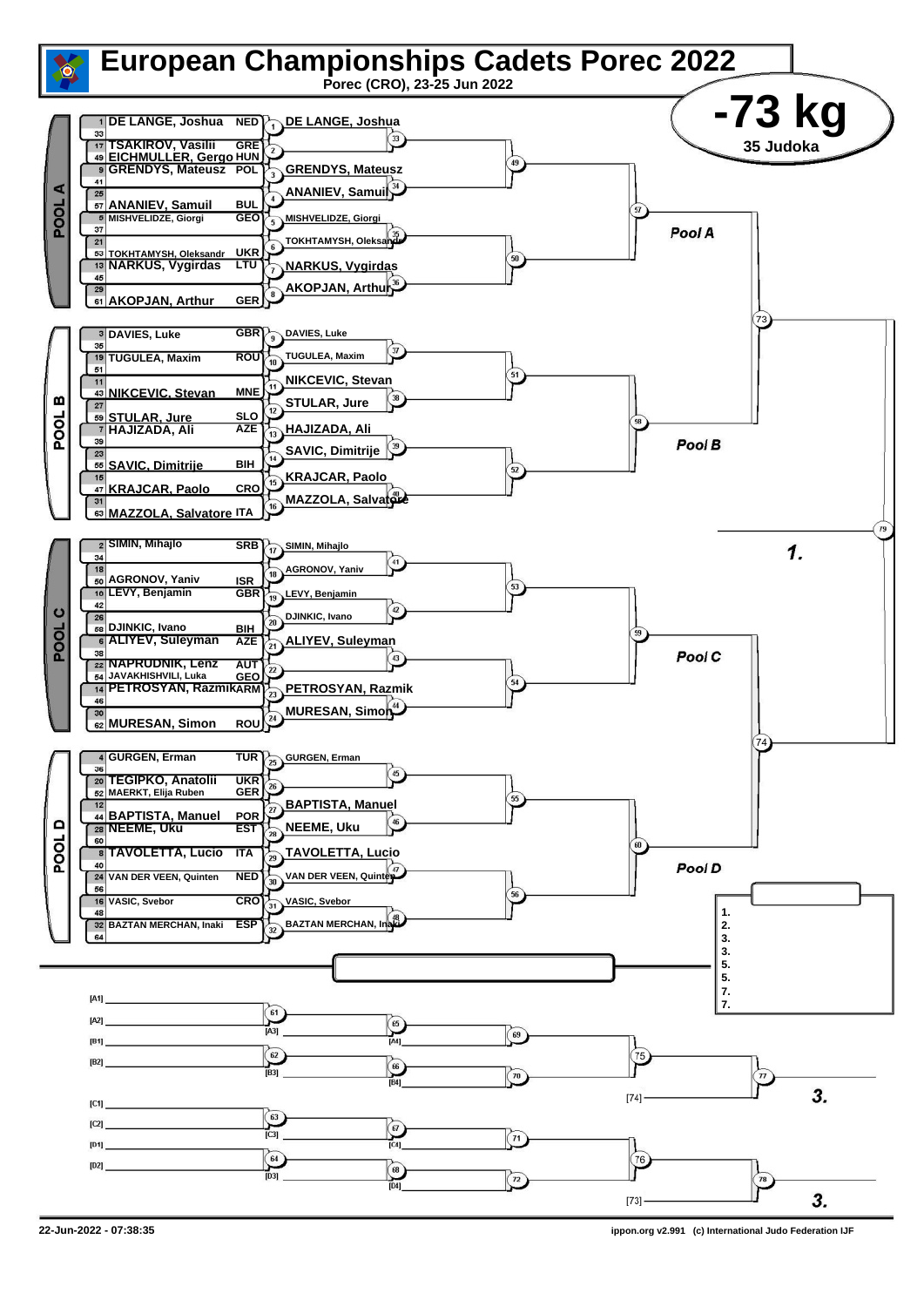# European Championships Cadets Porec 2022

Porec (CRO), 23-25 Jun 2022

## -73 kg

35 Judoka

### POOL A

| Seed | Name | Nation |
|---|---|---|
| 1 | DE LANGE, Joshua | NED |
| 33 | | |
| 17 | TSAKIROV, Vasilii | GRE |
| 49 | EICHMULLER, Gergo | HUN |
| 9 | GRENDYS, Mateusz | POL |
| 41 | | |
| 25 | | |
| 57 | ANANIEV, Samuil | BUL |
| 5 | MISHVELIDZE, Giorgi | GEO |
| 37 | | |
| 21 | | |
| 53 | TOKHTAMYSH, Oleksandr | UKR |
| 13 | NARKUS, Vygirdas | LTU |
| 45 | | |
| 29 | | |
| 61 | AKOPJAN, Arthur | GER |

Round 1: (1) DE LANGE, Joshua; (2); (3) GRENDYS, Mateusz; (4) ANANIEV, Samuil; (5) MISHVELIDZE, Giorgi; (6) TOKHTAMYSH, Oleksandr; (7) NARKUS, Vygirdas; (8) AKOPJAN, Arthur

Pool A

### POOL B

| Seed | Name | Nation |
|---|---|---|
| 3 | DAVIES, Luke | GBR |
| 35 | | |
| 19 | TUGULEA, Maxim | ROU |
| 51 | | |
| 11 | | |
| 43 | NIKCEVIC, Stevan | MNE |
| 27 | | |
| 59 | STULAR, Jure | SLO |
| 7 | HAJIZADA, Ali | AZE |
| 39 | | |
| 23 | | |
| 55 | SAVIC, Dimitrije | BIH |
| 15 | | |
| 47 | KRAJCAR, Paolo | CRO |
| 31 | | |
| 63 | MAZZOLA, Salvatore | ITA |

Round 1: (9) DAVIES, Luke; (10) TUGULEA, Maxim; (11) NIKCEVIC, Stevan; (12) STULAR, Jure; (13) HAJIZADA, Ali; (14) SAVIC, Dimitrije; (15) KRAJCAR, Paolo; (16) MAZZOLA, Salvatore

Pool B

### POOL C

| Seed | Name | Nation |
|---|---|---|
| 2 | SIMIN, Mihajlo | SRB |
| 34 | | |
| 18 | | |
| 50 | AGRONOV, Yaniv | ISR |
| 10 | LEVY, Benjamin | GBR |
| 42 | | |
| 26 | | |
| 58 | DJINKIC, Ivano | BIH |
| 6 | ALIYEV, Suleyman | AZE |
| 38 | | |
| 22 | NAPRUDNIK, Lenz | AUT |
| 54 | JAVAKHISHVILI, Luka | GEO |
| 14 | PETROSYAN, Razmik | ARM |
| 46 | | |
| 30 | | |
| 62 | MURESAN, Simon | ROU |

Round 1: (17) SIMIN, Mihajlo; (18) AGRONOV, Yaniv; (19) LEVY, Benjamin; (20) DJINKIC, Ivano; (21) ALIYEV, Suleyman; (22); (23) PETROSYAN, Razmik; (24) MURESAN, Simon

Pool C

### POOL D

| Seed | Name | Nation |
|---|---|---|
| 4 | GURGEN, Erman | TUR |
| 36 | | |
| 20 | TEGIPKO, Anatolii | UKR |
| 52 | MAERKT, Elija Ruben | GER |
| 12 | | |
| 44 | BAPTISTA, Manuel | POR |
| 28 | NEEME, Uku | EST |
| 60 | | |
| 8 | TAVOLETTA, Lucio | ITA |
| 40 | | |
| 24 | VAN DER VEEN, Quinten | NED |
| 56 | | |
| 16 | VASIC, Svebor | CRO |
| 48 | | |
| 32 | BAZTAN MERCHAN, Inaki | ESP |
| 64 | | |

Round 1: (25) GURGEN, Erman; (26); (27) BAPTISTA, Manuel; (28) NEEME, Uku; (29) TAVOLETTA, Lucio; (30) VAN DER VEEN, Quinten; (31) VASIC, Svebor; (32) BAZTAN MERCHAN, Inaki

Pool D

### Final

73 – 79 – 74

1.

### Results

1.
2.
3.
3.
5.
5.
7.
7.

### Repechage

[A1] – [A2] → 61 → [A3]; 65 → [A4]; 69
[B1] – [B2] → 62 → [B3]; 66 → [B4]; 70
75; [74] → 77 → 3.
[C1] – [C2] → 63 → [C3]; 67 → [C4]; 71
[D1] – [D2] → 64 → [D3]; 68 → [D4]; 72
76; [73] → 78 → 3.

22-Jun-2022 - 07:38:35

ippon.org v2.991 (c) International Judo Federation IJF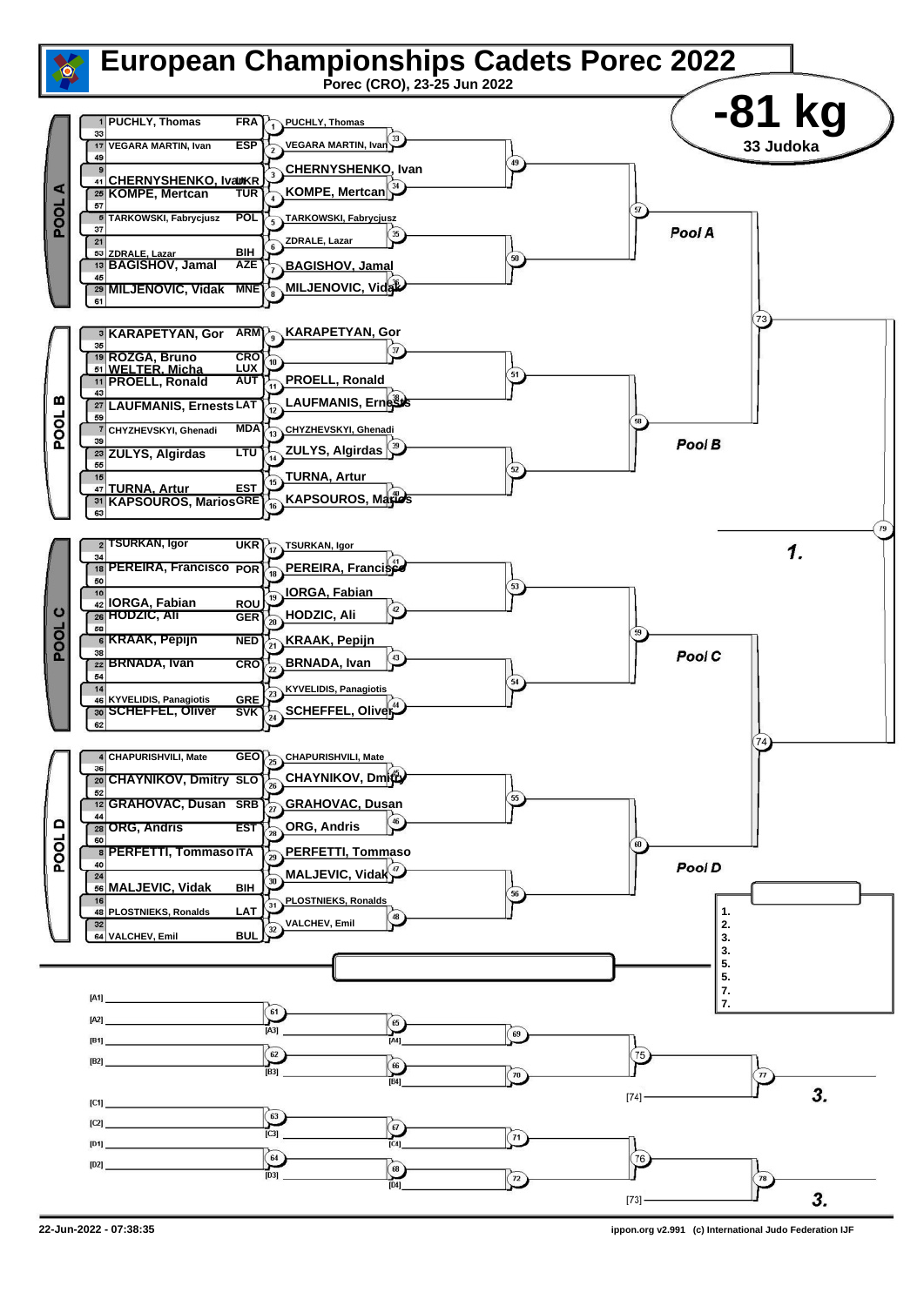# European Championships Cadets Porec 2022

Porec (CRO), 23-25 Jun 2022

## -81 kg

33 Judoka

### POOL A

| No. | Name | Country |
|---|---|---|
| 1 | PUCHLY, Thomas | FRA |
| 33 | | |
| 17 | VEGARA MARTIN, Ivan | ESP |
| 49 | | |
| 9 | | |
| 41 | CHERNYSHENKO, Ivan | UKR |
| 25 | KOMPE, Mertcan | TUR |
| 57 | | |
| 5 | TARKOWSKI, Fabrycjusz | POL |
| 37 | | |
| 21 | | |
| 53 | ZDRALE, Lazar | BIH |
| 13 | BAGISHOV, Jamal | AZE |
| 45 | | |
| 29 | MILJENOVIC, Vidak | MNE |
| 61 | | |

Round 1: (1) PUCHLY, Thomas; (2) VEGARA MARTIN, Ivan; (3) CHERNYSHENKO, Ivan; (4) KOMPE, Mertcan; (5) TARKOWSKI, Fabrycjusz; (6) ZDRALE, Lazar; (7) BAGISHOV, Jamal; (8) MILJENOVIC, Vidak

Matches 33, 34, 35, 36 → 49, 50 → 57 — Pool A

### POOL B

| No. | Name | Country |
|---|---|---|
| 3 | KARAPETYAN, Gor | ARM |
| 35 | | |
| 19 | ROZGA, Bruno | CRO |
| 51 | WELTER, Micha | LUX |
| 11 | PROELL, Ronald | AUT |
| 43 | | |
| 27 | LAUFMANIS, Ernests | LAT |
| 59 | | |
| 7 | CHYZHEVSKYI, Ghenadi | MDA |
| 39 | | |
| 23 | ZULYS, Algirdas | LTU |
| 55 | | |
| 15 | | |
| 47 | TURNA, Artur | EST |
| 31 | KAPSOUROS, Marios | GRE |
| 63 | | |

Round 1: (9) KARAPETYAN, Gor; (10); (11) PROELL, Ronald; (12) LAUFMANIS, Ernests; (13) CHYZHEVSKYI, Ghenadi; (14) ZULYS, Algirdas; (15) TURNA, Artur; (16) KAPSOUROS, Marios

Matches 37, 38, 39, 40 → 51, 52 → 58 — Pool B

Matches 57, 58 → 73

### POOL C

| No. | Name | Country |
|---|---|---|
| 2 | TSURKAN, Igor | UKR |
| 34 | | |
| 18 | PEREIRA, Francisco | POR |
| 50 | | |
| 10 | | |
| 42 | IORGA, Fabian | ROU |
| 26 | HODZIC, Ali | GER |
| 58 | | |
| 6 | KRAAK, Pepijn | NED |
| 38 | | |
| 22 | BRNADA, Ivan | CRO |
| 54 | | |
| 14 | | |
| 46 | KYVELIDIS, Panagiotis | GRE |
| 30 | SCHEFFEL, Oliver | SVK |
| 62 | | |

Round 1: (17) TSURKAN, Igor; (18) PEREIRA, Francisco; (19) IORGA, Fabian; (20) HODZIC, Ali; (21) KRAAK, Pepijn; (22) BRNADA, Ivan; (23) KYVELIDIS, Panagiotis; (24) SCHEFFEL, Oliver

Matches 41, 42, 43, 44 → 53, 54 → 59 — Pool C

### POOL D

| No. | Name | Country |
|---|---|---|
| 4 | CHAPURISHVILI, Mate | GEO |
| 36 | | |
| 20 | CHAYNIKOV, Dmitry | SLO |
| 52 | | |
| 12 | GRAHOVAC, Dusan | SRB |
| 44 | | |
| 28 | ORG, Andris | EST |
| 60 | | |
| 8 | PERFETTI, Tommaso | ITA |
| 40 | | |
| 24 | | |
| 56 | MALJEVIC, Vidak | BIH |
| 16 | | |
| 48 | PLOSTNIEKS, Ronalds | LAT |
| 32 | | |
| 64 | VALCHEV, Emil | BUL |

Round 1: (25) CHAPURISHVILI, Mate; (26) CHAYNIKOV, Dmitry; (27) GRAHOVAC, Dusan; (28) ORG, Andris; (29) PERFETTI, Tommaso; (30) MALJEVIC, Vidak; (31) PLOSTNIEKS, Ronalds; (32) VALCHEV, Emil

Matches 45, 46, 47, 48 → 55, 56 → 60 — Pool D

Matches 59, 60 → 74

Final: 73, 74 → 79 — 1.

### Results

1.
2.
3.
3.
5.
5.
7.
7.

### Repechage

[A1], [A2] → 61; [A3] → 65; [A4] → 69
[B1], [B2] → 62; [B3] → 66; [B4] → 70
69, 70 → 75; 75 vs [74] → 77 — 3.

[C1], [C2] → 63; [C3] → 67; [C4] → 71
[D1], [D2] → 64; [D3] → 68; [D4] → 72
71, 72 → 76; 76 vs [73] → 78 — 3.

22-Jun-2022 - 07:38:35

ippon.org v2.991 (c) International Judo Federation IJF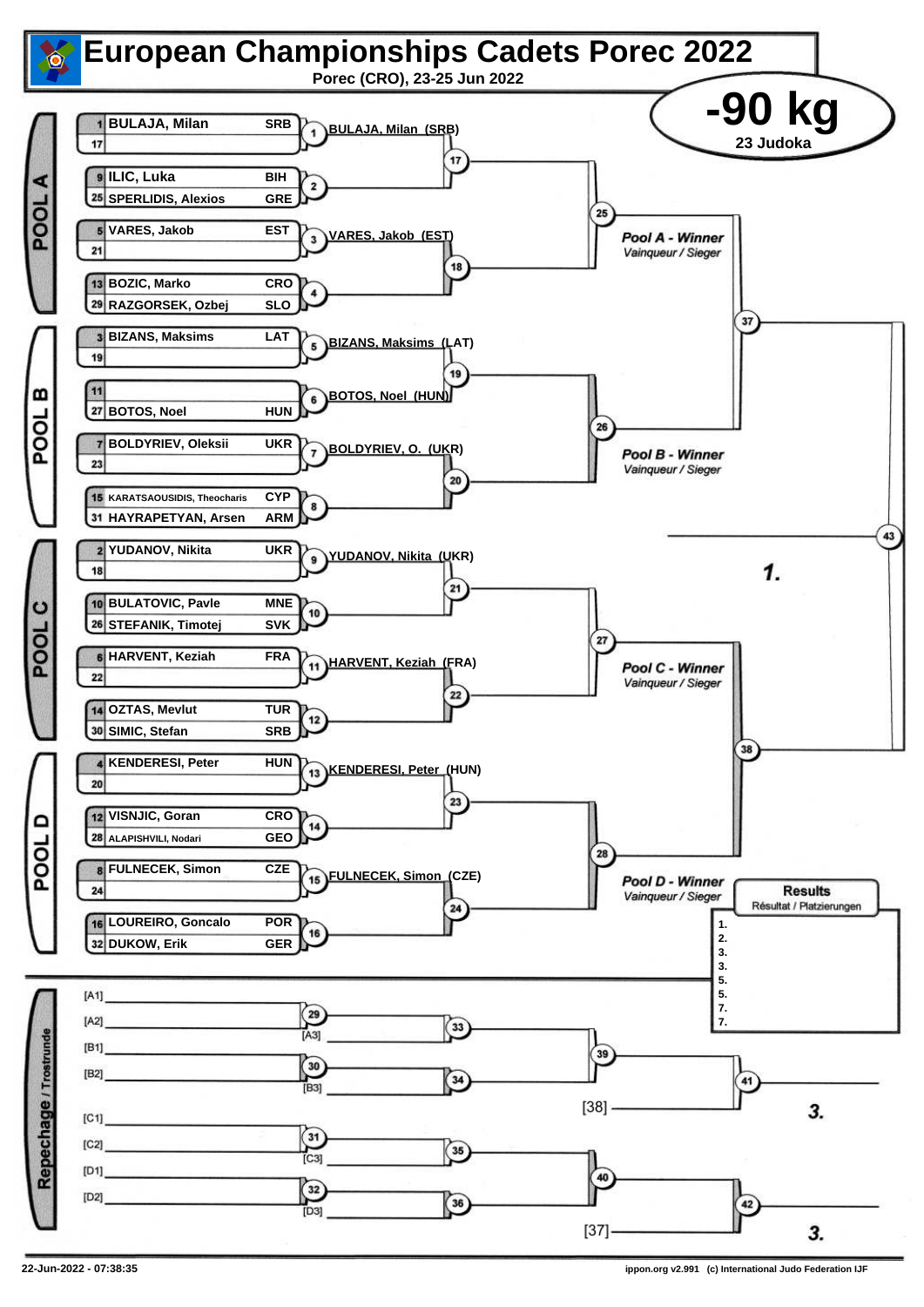# European Championships Cadets Porec 2022

**Porec (CRO), 23-25 Jun 2022**

## -90 kg

**23 Judoka**

### POOL A

| Seed | Name | Country |
|---|---|---|
| 1 | BULAJA, Milan | SRB |
| 17 | | |
| 9 | ILIC, Luka | BIH |
| 25 | SPERLIDIS, Alexios | GRE |
| 5 | VARES, Jakob | EST |
| 21 | | |
| 13 | BOZIC, Marko | CRO |
| 29 | RAZGORSEK, Ozbej | SLO |

- 1: BULAJA, Milan (SRB)
- 2
- 3: VARES, Jakob (EST)
- 4
- 17
- 18
- 25

*Pool A - Winner* / Vainqueur / Sieger

### POOL B

| Seed | Name | Country |
|---|---|---|
| 3 | BIZANS, Maksims | LAT |
| 19 | | |
| 11 | | |
| 27 | BOTOS, Noel | HUN |
| 7 | BOLDYRIEV, Oleksii | UKR |
| 23 | | |
| 15 | KARATSAOUSIDIS, Theocharis | CYP |
| 31 | HAYRAPETYAN, Arsen | ARM |

- 5: BIZANS, Maksims (LAT)
- 6: BOTOS, Noel (HUN)
- 7: BOLDYRIEV, O. (UKR)
- 8
- 19
- 20
- 26

*Pool B - Winner* / Vainqueur / Sieger

- 37

### POOL C

| Seed | Name | Country |
|---|---|---|
| 2 | YUDANOV, Nikita | UKR |
| 18 | | |
| 10 | BULATOVIC, Pavle | MNE |
| 26 | STEFANIK, Timotej | SVK |
| 6 | HARVENT, Keziah | FRA |
| 22 | | |
| 14 | OZTAS, Mevlut | TUR |
| 30 | SIMIC, Stefan | SRB |

- 9: YUDANOV, Nikita (UKR)
- 10
- 11: HARVENT, Keziah (FRA)
- 12
- 21
- 22
- 27

*Pool C - Winner* / Vainqueur / Sieger

### POOL D

| Seed | Name | Country |
|---|---|---|
| 4 | KENDERESI, Peter | HUN |
| 20 | | |
| 12 | VISNJIC, Goran | CRO |
| 28 | ALAPISHVILI, Nodari | GEO |
| 8 | FULNECEK, Simon | CZE |
| 24 | | |
| 16 | LOUREIRO, Goncalo | POR |
| 32 | DUKOW, Erik | GER |

- 13: KENDERESI, Peter (HUN)
- 14
- 15: FULNECEK, Simon (CZE)
- 16
- 23
- 24
- 28

*Pool D - Winner* / Vainqueur / Sieger

- 38
- 43: **1.**

### Results / Résultat / Platzierungen

1.
2.
3.
3.
5.
5.
7.
7.

### Repechage / Trostrunde

- [A1] / [A2] → 29 → [A3] → 33
- [B1] / [B2] → 30 → [B3] → 34
- 33 / 34 → 39
- 39 / [38] → 41 → **3.**
- [C1] / [C2] → 31 → [C3] → 35
- [D1] / [D2] → 32 → [D3] → 36
- 35 / 36 → 40
- 40 / [37] → 42 → **3.**

22-Jun-2022 - 07:38:35

ippon.org v2.991 (c) International Judo Federation IJF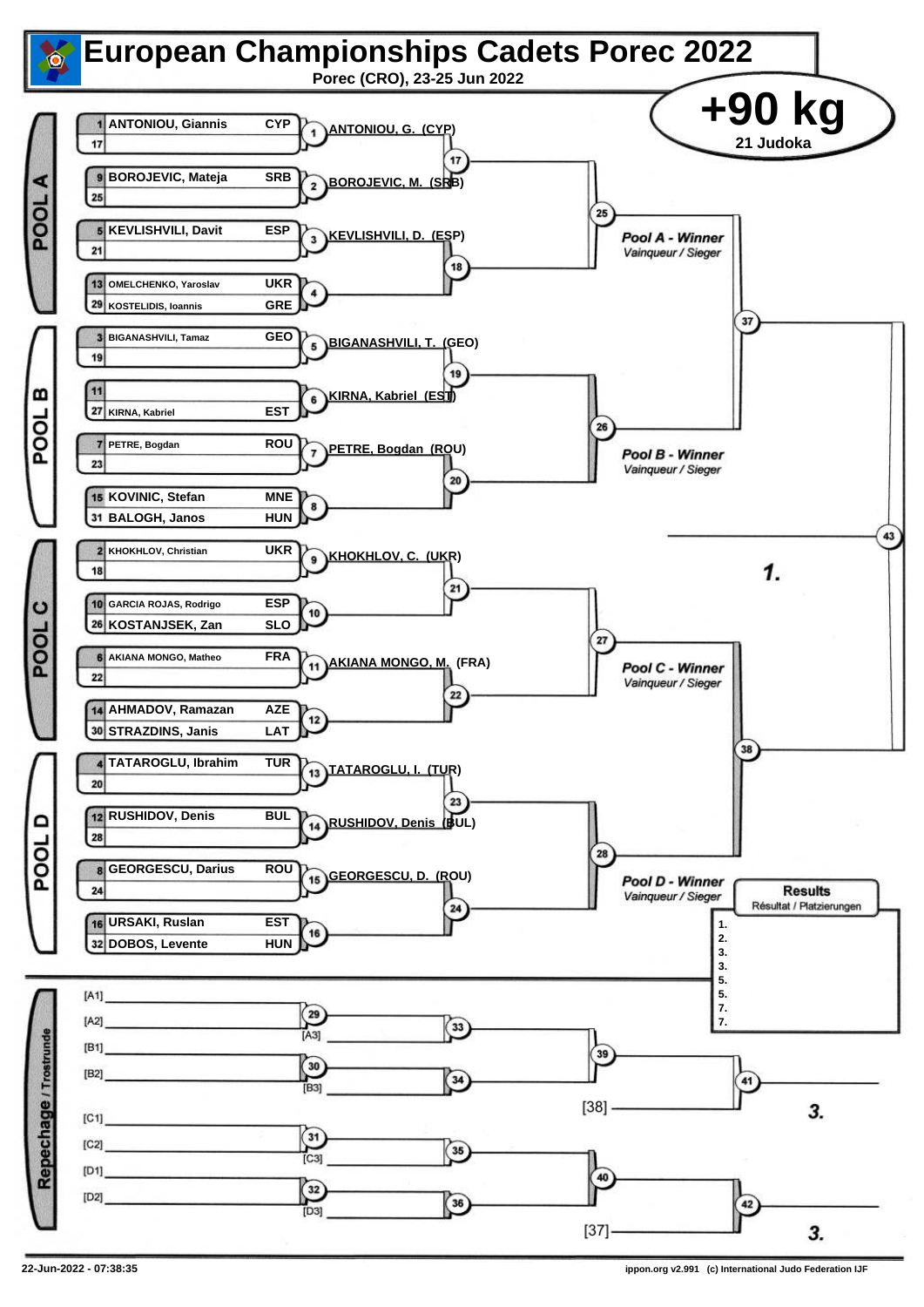# European Championships Cadets Porec 2022

**Porec (CRO), 23-25 Jun 2022**

## +90 kg

**21 Judoka**

### POOL A

| Seed | Name | Nation |
|---|---|---|
| 1 | ANTONIOU, Giannis | CYP |
| 17 | | |
| 9 | BOROJEVIC, Mateja | SRB |
| 25 | | |
| 5 | KEVLISHVILI, Davit | ESP |
| 21 | | |
| 13 | OMELCHENKO, Yaroslav | UKR |
| 29 | KOSTELIDIS, Ioannis | GRE |

- 1: ANTONIOU, G. (CYP)
- 2: BOROJEVIC, M. (SRB)
- 3: KEVLISHVILI, D. (ESP)
- 4
- 17, 18, 25

**Pool A - Winner** *Vainqueur / Sieger*

### POOL B

| Seed | Name | Nation |
|---|---|---|
| 3 | BIGANASHVILI, Tamaz | GEO |
| 19 | | |
| 11 | | |
| 27 | KIRNA, Kabriel | EST |
| 7 | PETRE, Bogdan | ROU |
| 23 | | |
| 15 | KOVINIC, Stefan | MNE |
| 31 | BALOGH, Janos | HUN |

- 5: BIGANASHVILI, T. (GEO)
- 6: KIRNA, Kabriel (EST)
- 7: PETRE, Bogdan (ROU)
- 8
- 19, 20, 26

**Pool B - Winner** *Vainqueur / Sieger*

### POOL C

| Seed | Name | Nation |
|---|---|---|
| 2 | KHOKHLOV, Christian | UKR |
| 18 | | |
| 10 | GARCIA ROJAS, Rodrigo | ESP |
| 26 | KOSTANJSEK, Zan | SLO |
| 6 | AKIANA MONGO, Matheo | FRA |
| 22 | | |
| 14 | AHMADOV, Ramazan | AZE |
| 30 | STRAZDINS, Janis | LAT |

- 9: KHOKHLOV, C. (UKR)
- 10
- 11: AKIANA MONGO, M. (FRA)
- 12
- 21, 22, 27

**Pool C - Winner** *Vainqueur / Sieger*

### POOL D

| Seed | Name | Nation |
|---|---|---|
| 4 | TATAROGLU, Ibrahim | TUR |
| 20 | | |
| 12 | RUSHIDOV, Denis | BUL |
| 28 | | |
| 8 | GEORGESCU, Darius | ROU |
| 24 | | |
| 16 | URSAKI, Ruslan | EST |
| 32 | DOBOS, Levente | HUN |

- 13: TATAROGLU, I. (TUR)
- 14: RUSHIDOV, Denis (BUL)
- 15: GEORGESCU, D. (ROU)
- 16
- 23, 24, 28

**Pool D - Winner** *Vainqueur / Sieger*

### Final

- 37, 38, 43
- **1.**

### Repechage / Trostrunde

- [A1], [A2] → 29; [A3] → 33
- [B1], [B2] → 30; [B3] → 34
- 33, 34 → 39; [38] → 41 → **3.**
- [C1], [C2] → 31; [C3] → 35
- [D1], [D2] → 32; [D3] → 36
- 35, 36 → 40; [37] → 42 → **3.**

### Results
*Résultat / Platzierungen*

1.
2.
3.
3.
5.
5.
7.
7.

22-Jun-2022 - 07:38:35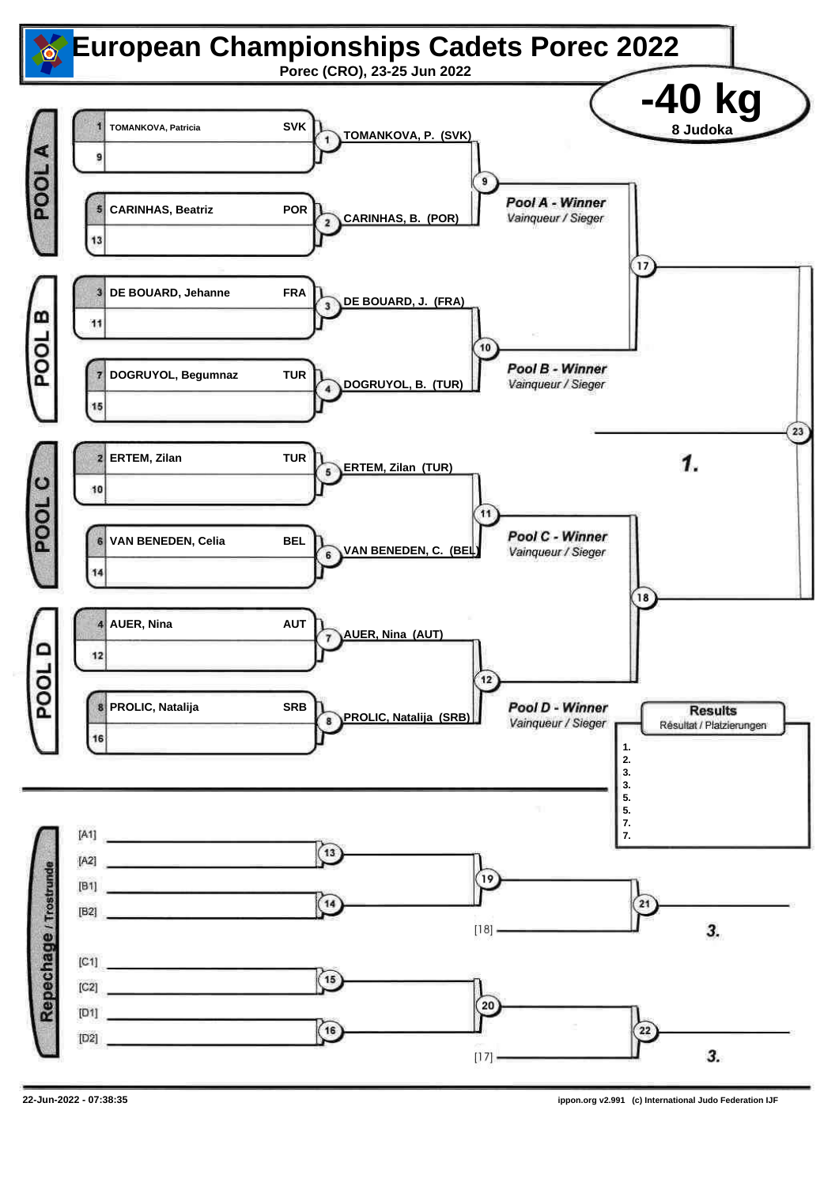# European Championships Cadets Porec 2022

Porec (CRO), 23-25 Jun 2022

## -40 kg

8 Judoka

### POOL A

| Seed | Name | Country |
| --- | --- | --- |
| 1 | TOMANKOVA, Patricia | SVK |
| 9 | | |
| 5 | CARINHAS, Beatriz | POR |
| 13 | | |

- (1) TOMANKOVA, P. (SVK)
- (2) CARINHAS, B. (POR)
- (9) Pool A - Winner / *Vainqueur / Sieger*

### POOL B

| Seed | Name | Country |
| --- | --- | --- |
| 3 | DE BOUARD, Jehanne | FRA |
| 11 | | |
| 7 | DOGRUYOL, Begumnaz | TUR |
| 15 | | |

- (3) DE BOUARD, J. (FRA)
- (4) DOGRUYOL, B. (TUR)
- (10) Pool B - Winner / *Vainqueur / Sieger*

### POOL C

| Seed | Name | Country |
| --- | --- | --- |
| 2 | ERTEM, Zilan | TUR |
| 10 | | |
| 6 | VAN BENEDEN, Celia | BEL |
| 14 | | |

- (5) ERTEM, Zilan (TUR)
- (6) VAN BENEDEN, C. (BEL)
- (11) Pool C - Winner / *Vainqueur / Sieger*

### POOL D

| Seed | Name | Country |
| --- | --- | --- |
| 4 | AUER, Nina | AUT |
| 12 | | |
| 8 | PROLIC, Natalija | SRB |
| 16 | | |

- (7) AUER, Nina (AUT)
- (8) PROLIC, Natalija (SRB)
- (12) Pool D - Winner / *Vainqueur / Sieger*

### Final

- (17) Pool A winner vs Pool B winner
- (18) Pool C winner vs Pool D winner
- (23) Final — 1.

### Repechage / Trostrunde

- (13) [A1] vs [A2]
- (14) [B1] vs [B2]
- (19) Winner 13 vs Winner 14
- (21) Winner 19 vs [18] — 3.
- (15) [C1] vs [C2]
- (16) [D1] vs [D2]
- (20) Winner 15 vs Winner 16
- (22) Winner 20 vs [17] — 3.

### Results

Résultat / Platzierungen

| Place | Name |
| --- | --- |
| 1. | |
| 2. | |
| 3. | |
| 3. | |
| 5. | |
| 5. | |
| 7. | |
| 7. | |

22-Jun-2022 - 07:38:35

ippon.org v2.991 (c) International Judo Federation IJF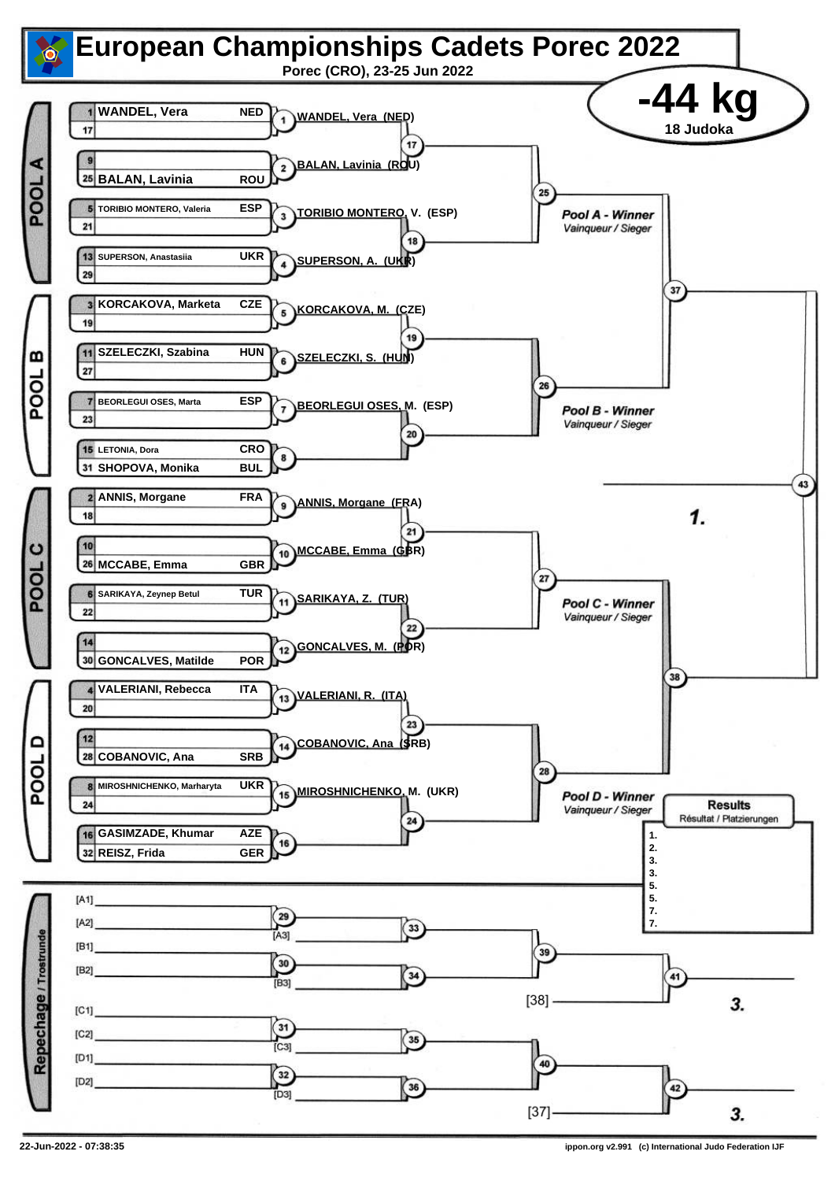# European Championships Cadets Porec 2022

**Porec (CRO), 23-25 Jun 2022**

## -44 kg

**18 Judoka**

### POOL A

| Seed | Name | Country |
|---|---|---|
| 1 | WANDEL, Vera | NED |
| 17 | | |
| 9 | | |
| 25 | BALAN, Lavinia | ROU |
| 5 | TORIBIO MONTERO, Valeria | ESP |
| 21 | | |
| 13 | SUPERSON, Anastasiia | UKR |
| 29 | | |

- 1: WANDEL, Vera (NED)
- 2: BALAN, Lavinia (ROU)
- 3: TORIBIO MONTERO, V. (ESP)
- 4: SUPERSON, A. (UKR)
- 17, 18, 25

*Pool A - Winner*
*Vainqueur / Sieger*

### POOL B

| Seed | Name | Country |
|---|---|---|
| 3 | KORCAKOVA, Marketa | CZE |
| 19 | | |
| 11 | SZELECZKI, Szabina | HUN |
| 27 | | |
| 7 | BEORLEGUI OSES, Marta | ESP |
| 23 | | |
| 15 | LETONIA, Dora | CRO |
| 31 | SHOPOVA, Monika | BUL |

- 5: KORCAKOVA, M. (CZE)
- 6: SZELECZKI, S. (HUN)
- 7: BEORLEGUI OSES, M. (ESP)
- 8
- 19, 20, 26

*Pool B - Winner*
*Vainqueur / Sieger*

### POOL C

| Seed | Name | Country |
|---|---|---|
| 2 | ANNIS, Morgane | FRA |
| 18 | | |
| 10 | | |
| 26 | MCCABE, Emma | GBR |
| 6 | SARIKAYA, Zeynep Betul | TUR |
| 22 | | |
| 14 | | |
| 30 | GONCALVES, Matilde | POR |

- 9: ANNIS, Morgane (FRA)
- 10: MCCABE, Emma (GBR)
- 11: SARIKAYA, Z. (TUR)
- 12: GONCALVES, M. (POR)
- 21, 22, 27

*Pool C - Winner*
*Vainqueur / Sieger*

### POOL D

| Seed | Name | Country |
|---|---|---|
| 4 | VALERIANI, Rebecca | ITA |
| 20 | | |
| 12 | | |
| 28 | COBANOVIC, Ana | SRB |
| 8 | MIROSHNICHENKO, Marharyta | UKR |
| 24 | | |
| 16 | GASIMZADE, Khumar | AZE |
| 32 | REISZ, Frida | GER |

- 13: VALERIANI, R. (ITA)
- 14: COBANOVIC, Ana (SRB)
- 15: MIROSHNICHENKO, M. (UKR)
- 16
- 23, 24, 28

*Pool D - Winner*
*Vainqueur / Sieger*

### Semi-finals / Final

- 37, 38
- 43: **1.**

### Results

Résultat / Platzierungen

1.
2.
3.
3.
5.
5.
7.
7.

### Repechage / Trostrunde

- 29: [A1] – [A2]
- 30: [B1] – [B2]
- 31: [C1] – [C2]
- 32: [D1] – [D2]
- 33: [A3]
- 34: [B3]
- 35: [C3]
- 36: [D3]
- 39
- 40
- 41: [38] – **3.**
- 42: [37] – **3.**

22-Jun-2022 - 07:38:35 · ippon.org v2.991 (c) International Judo Federation IJF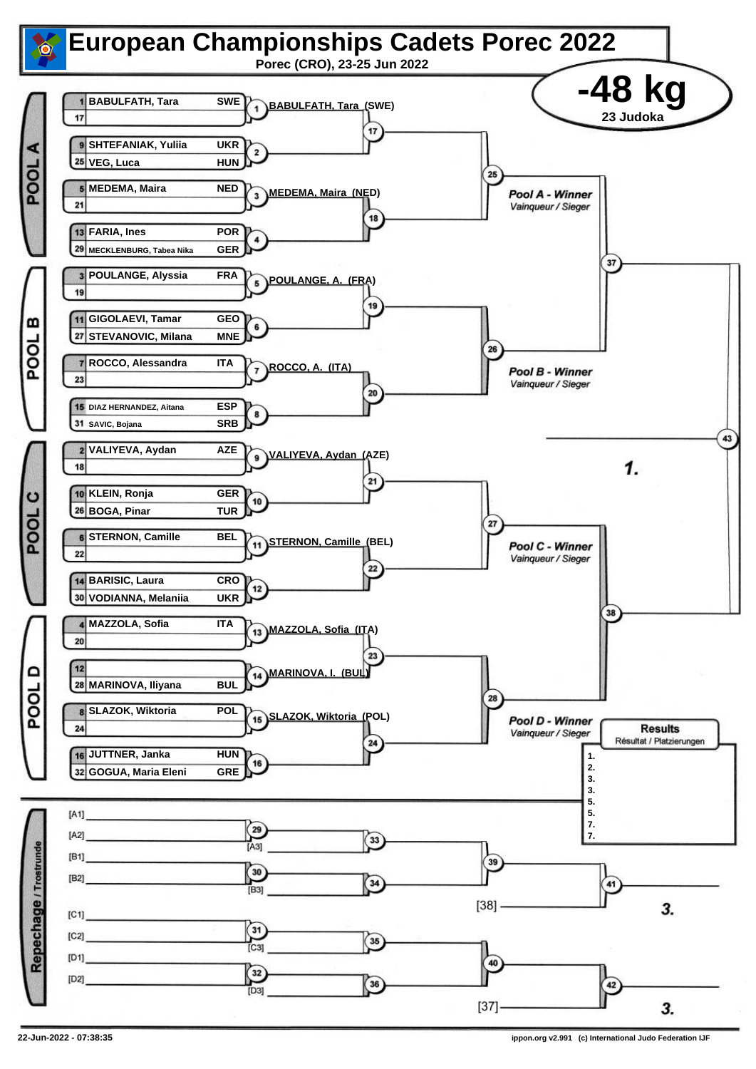# European Championships Cadets Porec 2022

**Porec (CRO), 23-25 Jun 2022**

## -48 kg

**23 Judoka**

### POOL A

| Seed | Name | Country |
|---|---|---|
| 1 | BABULFATH, Tara | SWE |
| 17 | | |
| 9 | SHTEFANIAK, Yuliia | UKR |
| 25 | VEG, Luca | HUN |
| 5 | MEDEMA, Maira | NED |
| 21 | | |
| 13 | FARIA, Ines | POR |
| 29 | MECKLENBURG, Tabea Nika | GER |

- Contest 1: BABULFATH, Tara (SWE)
- Contest 2:
- Contest 3: MEDEMA, Maira (NED)
- Contest 4:
- Contests 17, 18, 25

*Pool A - Winner*
*Vainqueur / Sieger*

### POOL B

| Seed | Name | Country |
|---|---|---|
| 3 | POULANGE, Alyssia | FRA |
| 19 | | |
| 11 | GIGOLAEVI, Tamar | GEO |
| 27 | STEVANOVIC, Milana | MNE |
| 7 | ROCCO, Alessandra | ITA |
| 23 | | |
| 15 | DIAZ HERNANDEZ, Aitana | ESP |
| 31 | SAVIC, Bojana | SRB |

- Contest 5: POULANGE, A. (FRA)
- Contest 6:
- Contest 7: ROCCO, A. (ITA)
- Contest 8:
- Contests 19, 20, 26

*Pool B - Winner*
*Vainqueur / Sieger*

Contest 37 (Pool A vs Pool B winners)

### POOL C

| Seed | Name | Country |
|---|---|---|
| 2 | VALIYEVA, Aydan | AZE |
| 18 | | |
| 10 | KLEIN, Ronja | GER |
| 26 | BOGA, Pinar | TUR |
| 6 | STERNON, Camille | BEL |
| 22 | | |
| 14 | BARISIC, Laura | CRO |
| 30 | VODIANNA, Melaniia | UKR |

- Contest 9: VALIYEVA, Aydan (AZE)
- Contest 10:
- Contest 11: STERNON, Camille (BEL)
- Contest 12:
- Contests 21, 22, 27

*Pool C - Winner*
*Vainqueur / Sieger*

### POOL D

| Seed | Name | Country |
|---|---|---|
| 4 | MAZZOLA, Sofia | ITA |
| 20 | | |
| 12 | | |
| 28 | MARINOVA, Iliyana | BUL |
| 8 | SLAZOK, Wiktoria | POL |
| 24 | | |
| 16 | JUTTNER, Janka | HUN |
| 32 | GOGUA, Maria Eleni | GRE |

- Contest 13: MAZZOLA, Sofia (ITA)
- Contest 14: MARINOVA, I. (BUL)
- Contest 15: SLAZOK, Wiktoria (POL)
- Contest 16:
- Contests 23, 24, 28

*Pool D - Winner*
*Vainqueur / Sieger*

Contest 38 (Pool C vs Pool D winners)

Final: Contest 43 — **1.**

### Results
Résultat / Platzierungen

1.
2.
3.
3.
5.
5.
7.
7.

### Repechage / Trostrunde

- Contest 29: [A1] vs [A2]
- Contest 33: winner 29 vs [A3]
- Contest 30: [B1] vs [B2]
- Contest 34: winner 30 vs [B3]
- Contest 39: winner 33 vs winner 34
- Contest 41: winner 39 vs [38] — **3.**
- Contest 31: [C1] vs [C2]
- Contest 35: winner 31 vs [C3]
- Contest 32: [D1] vs [D2]
- Contest 36: winner 32 vs [D3]
- Contest 40: winner 35 vs winner 36
- Contest 42: winner 40 vs [37] — **3.**

22-Jun-2022 - 07:38:35

ippon.org v2.991 (c) International Judo Federation IJF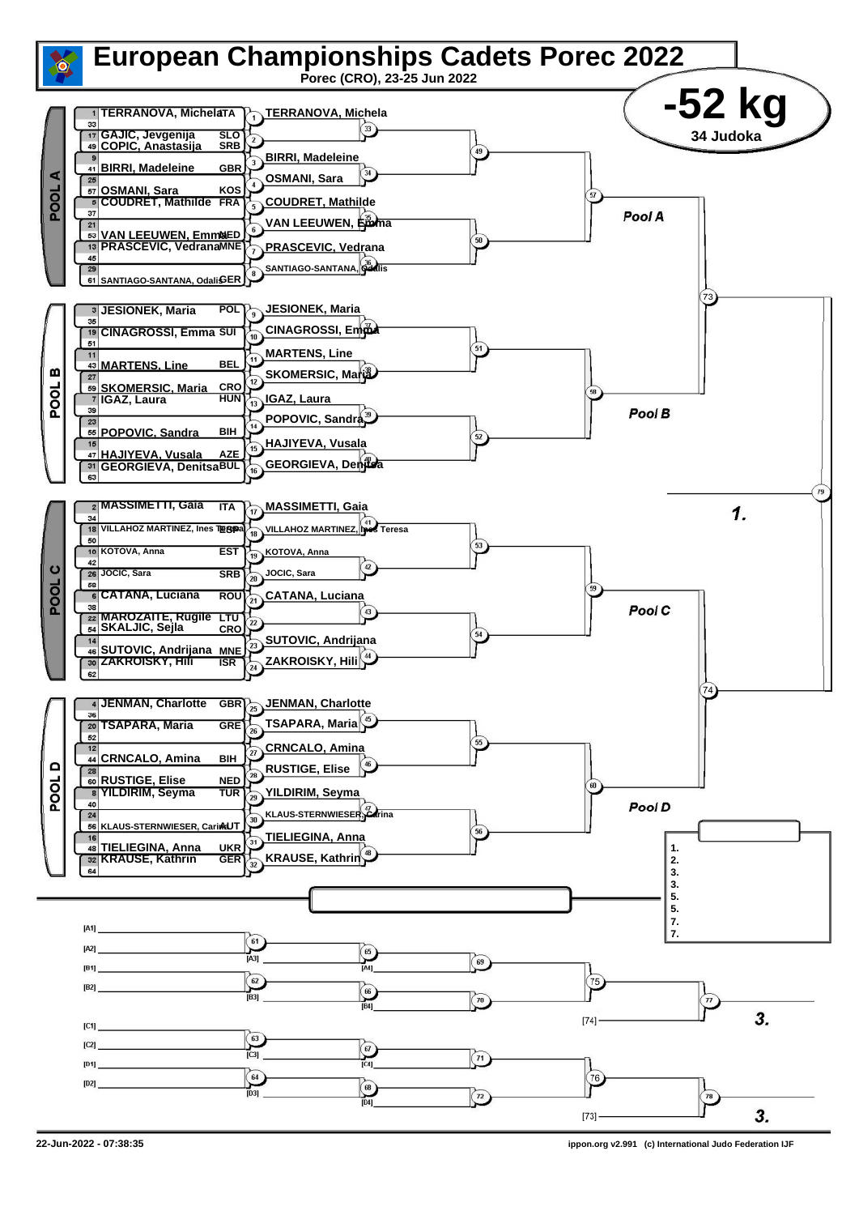# European Championships Cadets Porec 2022

Porec (CRO), 23-25 Jun 2022

## -52 kg

34 Judoka

### POOL A

| Seed | Name | Country |
|---|---|---|
| 1 | TERRANOVA, Michela | ITA |
| 33 | | |
| 17 | GAJIC, Jevgenija | SLO |
| 49 | COPIC, Anastasija | SRB |
| 9 | | |
| 41 | BIRRI, Madeleine | GBR |
| 25 | | |
| 57 | OSMANI, Sara | KOS |
| 5 | COUDRET, Mathilde | FRA |
| 37 | | |
| 21 | | |
| 53 | VAN LEEUWEN, Emma | NED |
| 13 | PRASCEVIC, Vedrana | MNE |
| 45 | | |
| 29 | | |
| 61 | SANTIAGO-SANTANA, Odalis | GER |

Round 1 winners: (1) TERRANOVA, Michela; (2) —; (3) BIRRI, Madeleine; (4) OSMANI, Sara; (5) COUDRET, Mathilde; (6) VAN LEEUWEN, Emma; (7) PRASCEVIC, Vedrana; (8) SANTIAGO-SANTANA, Odalis

Matches 33, 34, 35, 36, 49, 50, 57 — Pool A

### POOL B

| Seed | Name | Country |
|---|---|---|
| 3 | JESIONEK, Maria | POL |
| 35 | | |
| 19 | CINAGROSSI, Emma | SUI |
| 51 | | |
| 11 | | |
| 43 | MARTENS, Line | BEL |
| 27 | | |
| 59 | SKOMERSIC, Maria | CRO |
| 7 | IGAZ, Laura | HUN |
| 39 | | |
| 23 | | |
| 55 | POPOVIC, Sandra | BIH |
| 15 | | |
| 47 | HAJIYEVA, Vusala | AZE |
| 31 | GEORGIEVA, Denitsa | BUL |
| 63 | | |

Round 1 winners: (9) JESIONEK, Maria; (10) CINAGROSSI, Emma; (11) MARTENS, Line; (12) SKOMERSIC, Maria; (13) IGAZ, Laura; (14) POPOVIC, Sandra; (15) HAJIYEVA, Vusala; (16) GEORGIEVA, Denitsa

Matches 37, 38, 39, 40, 51, 52, 58 — Pool B

### POOL C

| Seed | Name | Country |
|---|---|---|
| 2 | MASSIMETTI, Gaia | ITA |
| 34 | | |
| 18 | VILLAHOZ MARTINEZ, Ines Teresa | ESP |
| 50 | | |
| 10 | KOTOVA, Anna | EST |
| 42 | | |
| 26 | JOCIC, Sara | SRB |
| 58 | | |
| 6 | CATANA, Luciana | ROU |
| 38 | | |
| 22 | MAROZAITE, Rugile | LTU |
| 54 | SKALJIC, Sejla | CRO |
| 14 | | |
| 46 | SUTOVIC, Andrijana | MNE |
| 30 | ZAKROISKY, Hili | ISR |
| 62 | | |

Round 1 winners: (17) MASSIMETTI, Gaia; (18) VILLAHOZ MARTINEZ, Ines Teresa; (19) KOTOVA, Anna; (20) JOCIC, Sara; (21) CATANA, Luciana; (22) —; (23) SUTOVIC, Andrijana; (24) ZAKROISKY, Hili

Matches 41, 42, 43, 44, 53, 54, 59 — Pool C

### POOL D

| Seed | Name | Country |
|---|---|---|
| 4 | JENMAN, Charlotte | GBR |
| 36 | | |
| 20 | TSAPARA, Maria | GRE |
| 52 | | |
| 12 | | |
| 44 | CRNCALO, Amina | BIH |
| 28 | | |
| 60 | RUSTIGE, Elise | NED |
| 8 | YILDIRIM, Seyma | TUR |
| 40 | | |
| 24 | | |
| 56 | KLAUS-STERNWIESER, Carina | AUT |
| 16 | | |
| 48 | TIELIEGINA, Anna | UKR |
| 32 | KRAUSE, Kathrin | GER |
| 64 | | |

Round 1 winners: (25) JENMAN, Charlotte; (26) TSAPARA, Maria; (27) CRNCALO, Amina; (28) RUSTIGE, Elise; (29) YILDIRIM, Seyma; (30) KLAUS-STERNWIESER, Carina; (31) TIELIEGINA, Anna; (32) KRAUSE, Kathrin

Matches 45, 46, 47, 48, 55, 56, 60 — Pool D

### Final block

Semi-finals: 73 (Pool A vs Pool B), 74 (Pool C vs Pool D); Final: 79 — **1.**

### Results

1.
2.
3.
3.
5.
5.
7.
7.

### Repechage

[A1], [A2] → 61 → [A3]; 65 → [A4]; 69
[B1], [B2] → 62 → [B3]; 66 → [B4]; 70
69 / 70 → 75; 75 vs [74] → 77 — **3.**

[C1], [C2] → 63 → [C3]; 67 → [C4]; 71
[D1], [D2] → 64 → [D3]; 68 → [D4]; 72
71 / 72 → 76; 76 vs [73] → 78 — **3.**

22-Jun-2022 - 07:38:35

ippon.org v2.991 (c) International Judo Federation IJF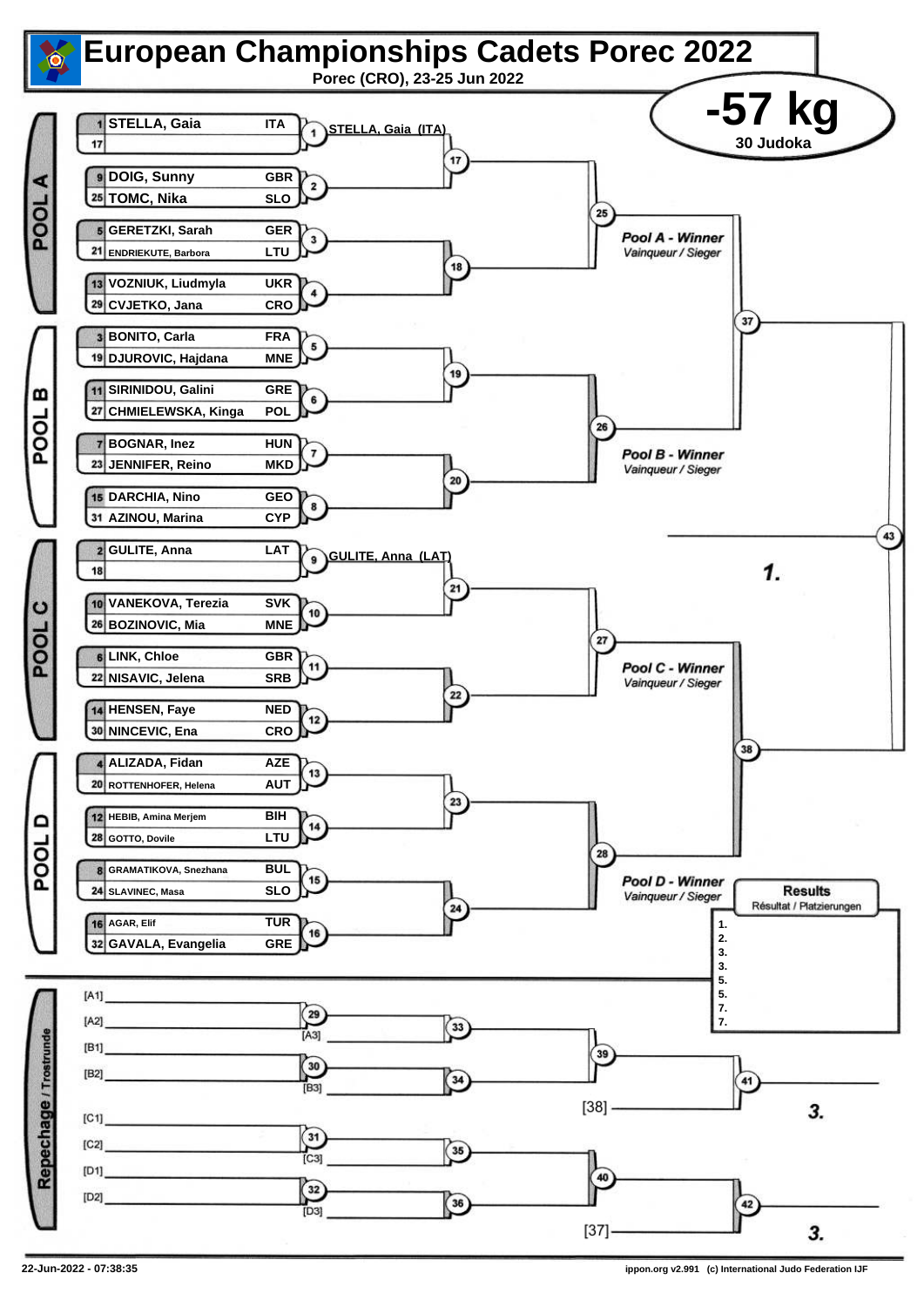# European Championships Cadets Porec 2022

Porec (CRO), 23-25 Jun 2022

**-57 kg**

30 Judoka

## POOL A

| Seed | Name | Country | Match |
|---|---|---|---|
| 1 | STELLA, Gaia | ITA | 1 |
| 17 | | | 1 |
| 9 | DOIG, Sunny | GBR | 2 |
| 25 | TOMC, Nika | SLO | 2 |
| 5 | GERETZKI, Sarah | GER | 3 |
| 21 | ENDRIEKUTE, Barbora | LTU | 3 |
| 13 | VOZNIUK, Liudmyla | UKR | 4 |
| 29 | CVJETKO, Jana | CRO | 4 |

Match 1: STELLA, Gaia (ITA)

Matches 17, 18 → 25 → *Pool A - Winner* / *Vainqueur / Sieger*

## POOL B

| Seed | Name | Country | Match |
|---|---|---|---|
| 3 | BONITO, Carla | FRA | 5 |
| 19 | DJUROVIC, Hajdana | MNE | 5 |
| 11 | SIRINIDOU, Galini | GRE | 6 |
| 27 | CHMIELEWSKA, Kinga | POL | 6 |
| 7 | BOGNAR, Inez | HUN | 7 |
| 23 | JENNIFER, Reino | MKD | 7 |
| 15 | DARCHIA, Nino | GEO | 8 |
| 31 | AZINOU, Marina | CYP | 8 |

Matches 19, 20 → 26 → *Pool B - Winner* / *Vainqueur / Sieger*

Matches 25, 26 → 37

## POOL C

| Seed | Name | Country | Match |
|---|---|---|---|
| 2 | GULITE, Anna | LAT | 9 |
| 18 | | | 9 |
| 10 | VANEKOVA, Terezia | SVK | 10 |
| 26 | BOZINOVIC, Mia | MNE | 10 |
| 6 | LINK, Chloe | GBR | 11 |
| 22 | NISAVIC, Jelena | SRB | 11 |
| 14 | HENSEN, Faye | NED | 12 |
| 30 | NINCEVIC, Ena | CRO | 12 |

Match 9: GULITE, Anna (LAT)

Matches 21, 22 → 27 → *Pool C - Winner* / *Vainqueur / Sieger*

## POOL D

| Seed | Name | Country | Match |
|---|---|---|---|
| 4 | ALIZADA, Fidan | AZE | 13 |
| 20 | ROTTENHOFER, Helena | AUT | 13 |
| 12 | HEBIB, Amina Merjem | BIH | 14 |
| 28 | GOTTO, Dovile | LTU | 14 |
| 8 | GRAMATIKOVA, Snezhana | BUL | 15 |
| 24 | SLAVINEC, Masa | SLO | 15 |
| 16 | AGAR, Elif | TUR | 16 |
| 32 | GAVALA, Evangelia | GRE | 16 |

Matches 23, 24 → 28 → *Pool D - Winner* / *Vainqueur / Sieger*

Matches 27, 28 → 38

Matches 37, 38 → 43 → *1.*

## Results

Résultat / Platzierungen

1.
2.
3.
3.
5.
5.
7.
7.

## Repechage / Trostrunde

- [A1], [A2] → 29; 29 vs [A3] → 33
- [B1], [B2] → 30; 30 vs [B3] → 34
- 33, 34 → 39; 39 vs [38] → 41 → *3.*
- [C1], [C2] → 31; 31 vs [C3] → 35
- [D1], [D2] → 32; 32 vs [D3] → 36
- 35, 36 → 40; 40 vs [37] → 42 → *3.*

22-Jun-2022 - 07:38:35

ippon.org v2.991 (c) International Judo Federation IJF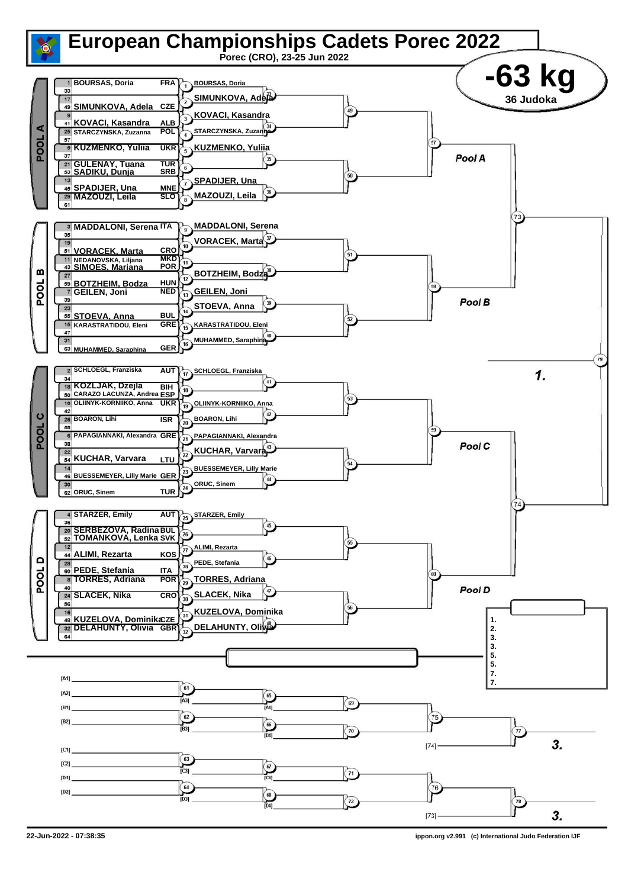# European Championships Cadets Porec 2022

Porec (CRO), 23-25 Jun 2022

## -63 kg

36 Judoka

### POOL A

| Seed/No. | Name | Nation |
|---|---|---|
| 1 | BOURSAS, Doria | FRA |
| 33 | | |
| 17 | | |
| 49 | SIMUNKOVA, Adela | CZE |
| 9 | | |
| 41 | KOVACI, Kasandra | ALB |
| 25 | STARCZYNSKA, Zuzanna | POL |
| 57 | | |
| 5 | KUZMENKO, Yuliia | UKR |
| 37 | | |
| 21 | GULENAY, Tuana | TUR |
| 53 | SADIKU, Dunja | SRB |
| 13 | | |
| 45 | SPADIJER, Una | MNE |
| 29 | MAZOUZI, Leila | SLO |
| 61 | | |

Round 1 winners: 1 BOURSAS, Doria; 2 SIMUNKOVA, Adela; 3 KOVACI, Kasandra; 4 STARCZYNSKA, Zuzanna; 5 KUZMENKO, Yuliia; 6 –; 7 SPADIJER, Una; 8 MAZOUZI, Leila

Matches: 33, 34, 35, 36, 49, 50, 57 — Pool A

### POOL B

| Seed/No. | Name | Nation |
|---|---|---|
| 3 | MADDALONI, Serena | ITA |
| 35 | | |
| 19 | | |
| 51 | VORACEK, Marta | CRO |
| 11 | NEDANOVSKA, Liljana | MKD |
| 43 | SIMOES, Mariana | POR |
| 27 | | |
| 59 | BOTZHEIM, Bodza | HUN |
| 7 | GEILEN, Joni | NED |
| 39 | | |
| 23 | | |
| 55 | STOEVA, Anna | BUL |
| 15 | KARASTRATIDOU, Eleni | GRE |
| 47 | | |
| 31 | | |
| 63 | MUHAMMED, Saraphina | GER |

Round 1 winners: 9 MADDALONI, Serena; 10 VORACEK, Marta; 11 –; 12 BOTZHEIM, Bodza; 13 GEILEN, Joni; 14 STOEVA, Anna; 15 KARASTRATIDOU, Eleni; 16 MUHAMMED, Saraphina

Matches: 37, 38, 39, 40, 51, 52, 58 — Pool B

Semi-final: 73 (Pool A / Pool B)

### POOL C

| Seed/No. | Name | Nation |
|---|---|---|
| 2 | SCHLOEGL, Franziska | AUT |
| 34 | | |
| 18 | KOZLJAK, Dzejla | BIH |
| 50 | CARAZO LACUNZA, Andrea | ESP |
| 10 | OLIINYK-KORNIIKO, Anna | UKR |
| 42 | | |
| 26 | BOARON, Lihi | ISR |
| 58 | | |
| 6 | PAPAGIANNAKI, Alexandra | GRE |
| 38 | | |
| 22 | | |
| 54 | KUCHAR, Varvara | LTU |
| 14 | | |
| 46 | BUESSEMEYER, Lilly Marie | GER |
| 30 | | |
| 62 | ORUC, Sinem | TUR |

Round 1 winners: 17 SCHLOEGL, Franziska; 18 –; 19 OLIINYK-KORNIIKO, Anna; 20 BOARON, Lihi; 21 PAPAGIANNAKI, Alexandra; 22 KUCHAR, Varvara; 23 BUESSEMEYER, Lilly Marie; 24 ORUC, Sinem

Matches: 41, 42, 43, 44, 53, 54, 59 — Pool C

### POOL D

| Seed/No. | Name | Nation |
|---|---|---|
| 4 | STARZER, Emily | AUT |
| 36 | | |
| 20 | SERBEZOVA, Radina | BUL |
| 52 | TOMANKOVA, Lenka | SVK |
| 12 | | |
| 44 | ALIMI, Rezarta | KOS |
| 28 | | |
| 60 | PEDE, Stefania | ITA |
| 8 | TORRES, Adriana | POR |
| 40 | | |
| 24 | SLACEK, Nika | CRO |
| 56 | | |
| 16 | | |
| 48 | KUZELOVA, Dominika | CZE |
| 32 | DELAHUNTY, Olivia | GBR |
| 64 | | |

Round 1 winners: 25 STARZER, Emily; 26 –; 27 ALIMI, Rezarta; 28 PEDE, Stefania; 29 TORRES, Adriana; 30 SLACEK, Nika; 31 KUZELOVA, Dominika; 32 DELAHUNTY, Olivia

Matches: 45, 46, 47, 48, 55, 56, 60 — Pool D

Semi-final: 74 (Pool C / Pool D)

Final: 79 — 1.

### Results

1.
2.
3.
3.
5.
5.
7.
7.

### Repechage

[A1], [A2] — 61 — [A3] — 65 — [A4] — 69
[B1], [B2] — 62 — [B3] — 66 — [B4] — 70
69 / 70 — 75 — vs [74] — 77 — 3.

[C1], [C2] — 63 — [C3] — 67 — [C4] — 71
[D1], [D2] — 64 — [D3] — 68 — [D4] — 72
71 / 72 — 76 — vs [73] — 78 — 3.

22-Jun-2022 - 07:38:35

ippon.org v2.991 (c) International Judo Federation IJF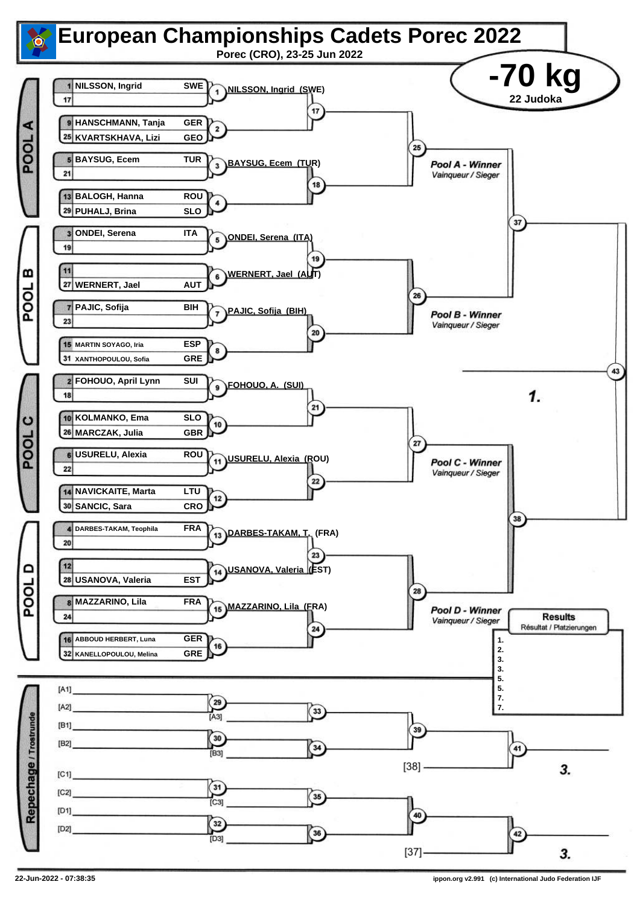# European Championships Cadets Porec 2022

**Porec (CRO), 23-25 Jun 2022**

## -70 kg

**22 Judoka**

### POOL A

| Seed | Name | Nation |
|---|---|---|
| 1 | NILSSON, Ingrid | SWE |
| 17 | | |
| 9 | HANSCHMANN, Tanja | GER |
| 25 | KVARTSKHAVA, Lizi | GEO |
| 5 | BAYSUG, Ecem | TUR |
| 21 | | |
| 13 | BALOGH, Hanna | ROU |
| 29 | PUHALJ, Brina | SLO |

- (1) NILSSON, Ingrid (SWE)
- (3) BAYSUG, Ecem (TUR)

Pool A - Winner *Vainqueur / Sieger*

### POOL B

| Seed | Name | Nation |
|---|---|---|
| 3 | ONDEI, Serena | ITA |
| 19 | | |
| 11 | | |
| 27 | WERNERT, Jael | AUT |
| 7 | PAJIC, Sofija | BIH |
| 23 | | |
| 15 | MARTIN SOYAGO, Iria | ESP |
| 31 | XANTHOPOULOU, Sofia | GRE |

- (5) ONDEI, Serena (ITA)
- (6) WERNERT, Jael (AUT)
- (7) PAJIC, Sofija (BIH)

Pool B - Winner *Vainqueur / Sieger*

### POOL C

| Seed | Name | Nation |
|---|---|---|
| 2 | FOHOUO, April Lynn | SUI |
| 18 | | |
| 10 | KOLMANKO, Ema | SLO |
| 26 | MARCZAK, Julia | GBR |
| 6 | USURELU, Alexia | ROU |
| 22 | | |
| 14 | NAVICKAITE, Marta | LTU |
| 30 | SANCIC, Sara | CRO |

- (9) FOHOUO, A. (SUI)
- (11) USURELU, Alexia (ROU)

Pool C - Winner *Vainqueur / Sieger*

### POOL D

| Seed | Name | Nation |
|---|---|---|
| 4 | DARBES-TAKAM, Teophila | FRA |
| 20 | | |
| 12 | | |
| 28 | USANOVA, Valeria | EST |
| 8 | MAZZARINO, Lila | FRA |
| 24 | | |
| 16 | ABBOUD HERBERT, Luna | GER |
| 32 | KANELLOPOULOU, Melina | GRE |

- (13) DARBES-TAKAM, T. (FRA)
- (14) USANOVA, Valeria (EST)
- (15) MAZZARINO, Lila (FRA)

Pool D - Winner *Vainqueur / Sieger*

Final (43): 1.

### Results
*Résultat / Platzierungen*

1.
2.
3.
3.
5.
5.
7.
7.

### Repechage / Trostrunde

- [A1] / [A2] → (29) → vs [A3] → (33) → (39)
- [B1] / [B2] → (30) → vs [B3] → (34) → (39)
- (39) vs [38] → (41) → 3.
- [C1] / [C2] → (31) → vs [C3] → (35) → (40)
- [D1] / [D2] → (32) → vs [D3] → (36) → (40)
- (40) vs [37] → (42) → 3.

22-Jun-2022 - 07:38:35

ippon.org v2.991 (c) International Judo Federation IJF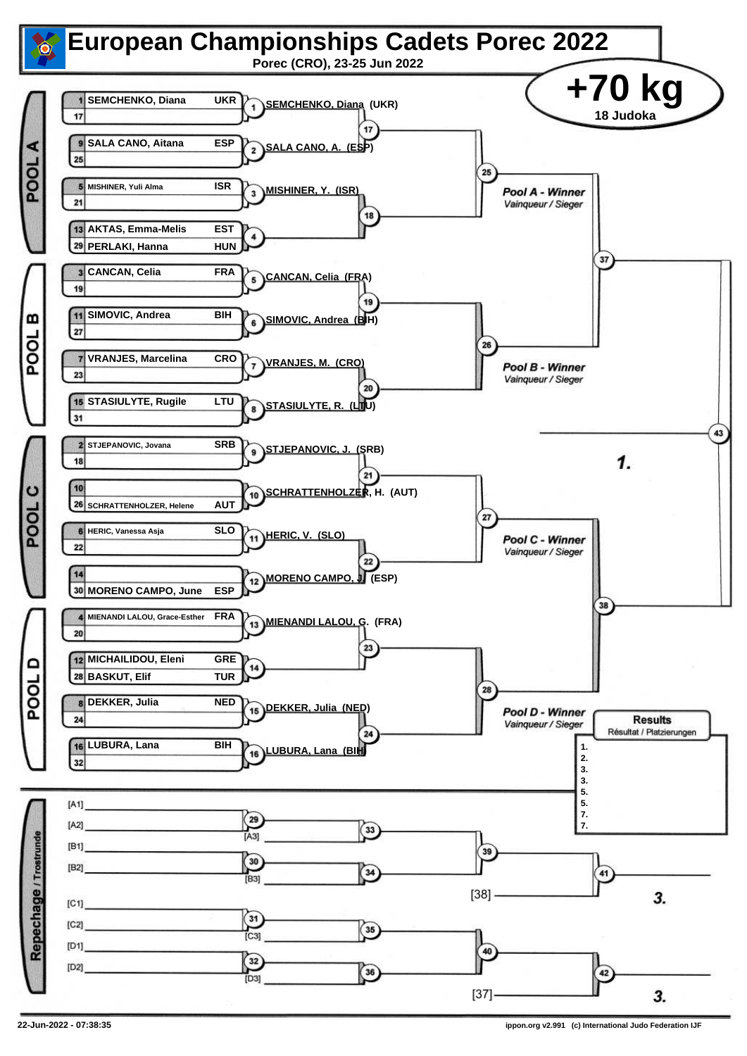# European Championships Cadets Porec 2022

**Porec (CRO), 23-25 Jun 2022**

## +70 kg

**18 Judoka**

## POOL A

| Seed | Name | Nation |
|---|---|---|
| 1 | SEMCHENKO, Diana | UKR |
| 17 | | |
| 9 | SALA CANO, Aitana | ESP |
| 25 | | |
| 5 | MISHINER, Yuli Alma | ISR |
| 21 | | |
| 13 | AKTAS, Emma-Melis | EST |
| 29 | PERLAKI, Hanna | HUN |

- 1: SEMCHENKO, Diana (UKR)
- 2: SALA CANO, A. (ESP)
- 3: MISHINER, Y. (ISR)
- 4:
- 17
- 18
- 25

*Pool A - Winner*
Vainqueur / Sieger

## POOL B

| Seed | Name | Nation |
|---|---|---|
| 3 | CANCAN, Celia | FRA |
| 19 | | |
| 11 | SIMOVIC, Andrea | BIH |
| 27 | | |
| 7 | VRANJES, Marcelina | CRO |
| 23 | | |
| 15 | STASIULYTE, Rugile | LTU |
| 31 | | |

- 5: CANCAN, Celia (FRA)
- 6: SIMOVIC, Andrea (BIH)
- 7: VRANJES, M. (CRO)
- 8: STASIULYTE, R. (LTU)
- 19
- 20
- 26

*Pool B - Winner*
Vainqueur / Sieger

## POOL C

| Seed | Name | Nation |
|---|---|---|
| 2 | STJEPANOVIC, Jovana | SRB |
| 18 | | |
| 10 | | |
| 26 | SCHRATTENHOLZER, Helene | AUT |
| 6 | HERIC, Vanessa Asja | SLO |
| 22 | | |
| 14 | | |
| 30 | MORENO CAMPO, June | ESP |

- 9: STJEPANOVIC, J. (SRB)
- 10: SCHRATTENHOLZER, H. (AUT)
- 11: HERIC, V. (SLO)
- 12: MORENO CAMPO, J. (ESP)
- 21
- 22
- 27

*Pool C - Winner*
Vainqueur / Sieger

## POOL D

| Seed | Name | Nation |
|---|---|---|
| 4 | MIENANDI LALOU, Grace-Esther | FRA |
| 20 | | |
| 12 | MICHAILIDOU, Eleni | GRE |
| 28 | BASKUT, Elif | TUR |
| 8 | DEKKER, Julia | NED |
| 24 | | |
| 16 | LUBURA, Lana | BIH |
| 32 | | |

- 13: MIENANDI LALOU, G. (FRA)
- 14:
- 15: DEKKER, Julia (NED)
- 16: LUBURA, Lana (BIH)
- 23
- 24
- 28

*Pool D - Winner*
Vainqueur / Sieger

37, 38, 43 — **1.**

## Results

Résultat / Platzierungen

1.
2.
3.
3.
5.
5.
7.
7.

## Repechage / Trostrunde

- [A1], [A2] — 29 — [A3] — 33
- [B1], [B2] — 30 — [B3] — 34
- 39 — [38] — 41 — **3.**
- [C1], [C2] — 31 — [C3] — 35
- [D1], [D2] — 32 — [D3] — 36
- 40 — [37] — 42 — **3.**

22-Jun-2022 - 07:38:35

ippon.org v2.991 (c) International Judo Federation IJF